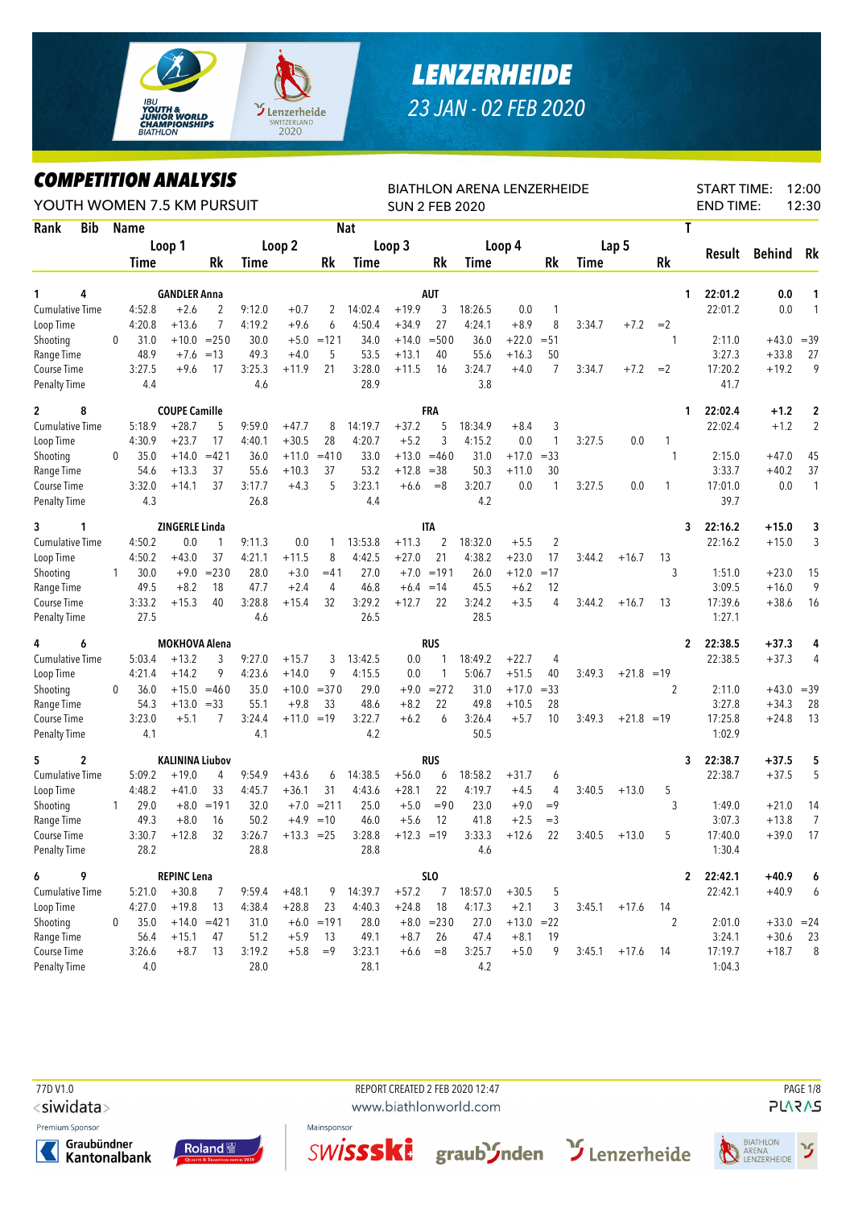# LENZERHEIDE

23 JAN - 02 FEB 2020

## COMPETITION ANALYSIS

YOUTH WOMEN 7.5 KM PURSUIT

BIATHLON ARENA LENZERHEIDE
SUN 2 FEB 2020

START TIME: 12:00
END TIME: 12:30

| Rank | Bib | Name | | Loop 1 Time | | Rk | Loop 2 Time | | Rk | Loop 3 Time | | Rk | Loop 4 Time | | Rk | Lap 5 Time | | Rk | T | Result | Behind | Rk |
|---|---|---|---|---|---|---|---|---|---|---|---|---|---|---|---|---|---|---|---|---|---|---|
| 1 | 4 | GANDLER Anna | AUT | | | | | | | | | | | | | | | | 1 | 22:01.2 | 0.0 | 1 |
| | | Cumulative Time | | 4:52.8 | +2.6 | 2 | 9:12.0 | +0.7 | 2 | 14:02.4 | +19.9 | 3 | 18:26.5 | 0.0 | 1 | | | | | 22:01.2 | 0.0 | 1 |
| | | Loop Time | | 4:20.8 | +13.6 | 7 | 4:19.2 | +9.6 | 6 | 4:50.4 | +34.9 | 27 | 4:24.1 | +8.9 | 8 | 3:34.7 | +7.2 | =2 | | | | |
| | | Shooting | 0 | 31.0 | +10.0 | =25 | 0 30.0 | +5.0 | =12 | 1 34.0 | +14.0 | =50 | 0 36.0 | +22.0 | =51 | | | | 1 | 2:11.0 | +43.0 | =39 |
| | | Range Time | | 48.9 | +7.6 | =13 | 49.3 | +4.0 | 5 | 53.5 | +13.1 | 40 | 55.6 | +16.3 | 50 | | | | | 3:27.3 | +33.8 | 27 |
| | | Course Time | | 3:27.5 | +9.6 | 17 | 3:25.3 | +11.9 | 21 | 3:28.0 | +11.5 | 16 | 3:24.7 | +4.0 | 7 | 3:34.7 | +7.2 | =2 | | 17:20.2 | +19.2 | 9 |
| | | Penalty Time | | 4.4 | | | 4.6 | | | 28.9 | | | 3.8 | | | | | | | 41.7 | | |
| 2 | 8 | COUPE Camille | FRA | | | | | | | | | | | | | | | | 1 | 22:02.4 | +1.2 | 2 |
| | | Cumulative Time | | 5:18.9 | +28.7 | 5 | 9:59.0 | +47.7 | 8 | 14:19.7 | +37.2 | 5 | 18:34.9 | +8.4 | 3 | | | | | 22:02.4 | +1.2 | 2 |
| | | Loop Time | | 4:30.9 | +23.7 | 17 | 4:40.1 | +30.5 | 28 | 4:20.7 | +5.2 | 3 | 4:15.2 | 0.0 | 1 | 3:27.5 | 0.0 | 1 | | | | |
| | | Shooting | 0 | 35.0 | +14.0 | =42 | 1 36.0 | +11.0 | =41 | 0 33.0 | +13.0 | =46 | 0 31.0 | +17.0 | =33 | | | | 1 | 2:15.0 | +47.0 | 45 |
| | | Range Time | | 54.6 | +13.3 | 37 | 55.6 | +10.3 | 37 | 53.2 | +12.8 | =38 | 50.3 | +11.0 | 30 | | | | | 3:33.7 | +40.2 | 37 |
| | | Course Time | | 3:32.0 | +14.1 | 37 | 3:17.7 | +4.3 | 5 | 3:23.1 | +6.6 | =8 | 3:20.7 | 0.0 | 1 | 3:27.5 | 0.0 | 1 | | 17:01.0 | 0.0 | 1 |
| | | Penalty Time | | 4.3 | | | 26.8 | | | 4.4 | | | 4.2 | | | | | | | 39.7 | | |
| 3 | 1 | ZINGERLE Linda | ITA | | | | | | | | | | | | | | | | 3 | 22:16.2 | +15.0 | 3 |
| | | Cumulative Time | | 4:50.2 | 0.0 | 1 | 9:11.3 | 0.0 | 1 | 13:53.8 | +11.3 | 2 | 18:32.0 | +5.5 | 2 | | | | | 22:16.2 | +15.0 | 3 |
| | | Loop Time | | 4:50.2 | +43.0 | 37 | 4:21.1 | +11.5 | 8 | 4:42.5 | +27.0 | 21 | 4:38.2 | +23.0 | 17 | 3:44.2 | +16.7 | 13 | | | | |
| | | Shooting | 1 | 30.0 | +9.0 | =23 | 0 28.0 | +3.0 | =4 | 1 27.0 | +7.0 | =19 | 1 26.0 | +12.0 | =17 | | | | 3 | 1:51.0 | +23.0 | 15 |
| | | Range Time | | 49.5 | +8.2 | 18 | 47.7 | +2.4 | 4 | 46.8 | +6.4 | =14 | 45.5 | +6.2 | 12 | | | | | 3:09.5 | +16.0 | 9 |
| | | Course Time | | 3:33.2 | +15.3 | 40 | 3:28.8 | +15.4 | 32 | 3:29.2 | +12.7 | 22 | 3:24.2 | +3.5 | 4 | 3:44.2 | +16.7 | 13 | | 17:39.6 | +38.6 | 16 |
| | | Penalty Time | | 27.5 | | | 4.6 | | | 26.5 | | | 28.5 | | | | | | | 1:27.1 | | |
| 4 | 6 | MOKHOVA Alena | RUS | | | | | | | | | | | | | | | | 2 | 22:38.5 | +37.3 | 4 |
| | | Cumulative Time | | 5:03.4 | +13.2 | 3 | 9:27.0 | +15.7 | 3 | 13:42.5 | 0.0 | 1 | 18:49.2 | +22.7 | 4 | | | | | 22:38.5 | +37.3 | 4 |
| | | Loop Time | | 4:21.4 | +14.2 | 9 | 4:23.6 | +14.0 | 9 | 4:15.5 | 0.0 | 1 | 5:06.7 | +51.5 | 40 | 3:49.3 | +21.8 | =19 | | | | |
| | | Shooting | 0 | 36.0 | +15.0 | =46 | 0 35.0 | +10.0 | =37 | 0 29.0 | +9.0 | =27 | 2 31.0 | +17.0 | =33 | | | | 2 | 2:11.0 | +43.0 | =39 |
| | | Range Time | | 54.3 | +13.0 | =33 | 55.1 | +9.8 | 33 | 48.6 | +8.2 | 22 | 49.8 | +10.5 | 28 | | | | | 3:27.8 | +34.3 | 28 |
| | | Course Time | | 3:23.0 | +5.1 | 7 | 3:24.4 | +11.0 | =19 | 3:22.7 | +6.2 | 6 | 3:26.4 | +5.7 | 10 | 3:49.3 | +21.8 | =19 | | 17:25.8 | +24.8 | 13 |
| | | Penalty Time | | 4.1 | | | 4.1 | | | 4.2 | | | 50.5 | | | | | | | 1:02.9 | | |
| 5 | 2 | KALININA Liubov | RUS | | | | | | | | | | | | | | | | 3 | 22:38.7 | +37.5 | 5 |
| | | Cumulative Time | | 5:09.2 | +19.0 | 4 | 9:54.9 | +43.6 | 6 | 14:38.5 | +56.0 | 6 | 18:58.2 | +31.7 | 6 | | | | | 22:38.7 | +37.5 | 5 |
| | | Loop Time | | 4:48.2 | +41.0 | 33 | 4:45.7 | +36.1 | 31 | 4:43.6 | +28.1 | 22 | 4:19.7 | +4.5 | 4 | 3:40.5 | +13.0 | 5 | | | | |
| | | Shooting | 1 | 29.0 | +8.0 | =19 | 1 32.0 | +7.0 | =21 | 1 25.0 | +5.0 | =9 | 0 23.0 | +9.0 | =9 | | | | 3 | 1:49.0 | +21.0 | 14 |
| | | Range Time | | 49.3 | +8.0 | 16 | 50.2 | +4.9 | =10 | 46.0 | +5.6 | 12 | 41.8 | +2.5 | =3 | | | | | 3:07.3 | +13.8 | 7 |
| | | Course Time | | 3:30.7 | +12.8 | 32 | 3:26.7 | +13.3 | =25 | 3:28.8 | +12.3 | =19 | 3:33.3 | +12.6 | 22 | 3:40.5 | +13.0 | 5 | | 17:40.0 | +39.0 | 17 |
| | | Penalty Time | | 28.2 | | | 28.8 | | | 28.8 | | | 4.6 | | | | | | | 1:30.4 | | |
| 6 | 9 | REPINC Lena | SLO | | | | | | | | | | | | | | | | 2 | 22:42.1 | +40.9 | 6 |
| | | Cumulative Time | | 5:21.0 | +30.8 | 7 | 9:59.4 | +48.1 | 9 | 14:39.7 | +57.2 | 7 | 18:57.0 | +30.5 | 5 | | | | | 22:42.1 | +40.9 | 6 |
| | | Loop Time | | 4:27.0 | +19.8 | 13 | 4:38.4 | +28.8 | 23 | 4:40.3 | +24.8 | 18 | 4:17.3 | +2.1 | 3 | 3:45.1 | +17.6 | 14 | | | | |
| | | Shooting | 0 | 35.0 | +14.0 | =42 | 1 31.0 | +6.0 | =19 | 1 28.0 | +8.0 | =23 | 0 27.0 | +13.0 | =22 | | | | 2 | 2:01.0 | +33.0 | =24 |
| | | Range Time | | 56.4 | +15.1 | 47 | 51.2 | +5.9 | 13 | 49.1 | +8.7 | 26 | 47.4 | +8.1 | 19 | | | | | 3:24.1 | +30.6 | 23 |
| | | Course Time | | 3:26.6 | +8.7 | 13 | 3:19.2 | +5.8 | =9 | 3:23.1 | +6.6 | =8 | 3:25.7 | +5.0 | 9 | 3:45.1 | +17.6 | 14 | | 17:19.7 | +18.7 | 8 |
| | | Penalty Time | | 4.0 | | | 28.0 | | | 28.1 | | | 4.2 | | | | | | | 1:04.3 | | |

77D V1.0 — REPORT CREATED 2 FEB 2020 12:47 — www.biathlonworld.com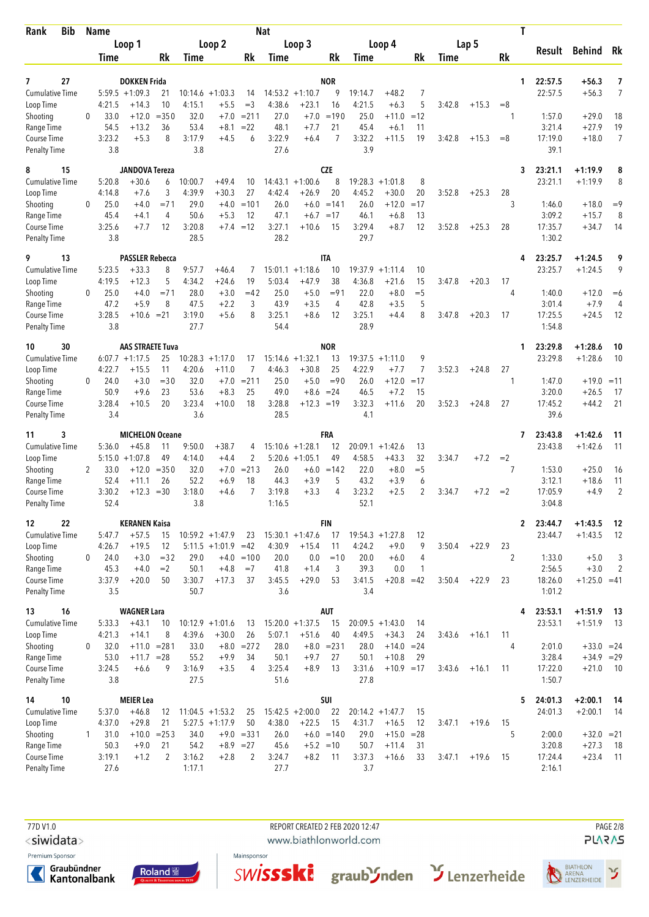| Rank | Bib | Name | Loop 1 Time | | Rk | Loop 2 Time | | Rk | Nat Loop 3 Time | | Rk | Loop 4 Time | | Rk | Lap 5 Time | | Rk | T | Result | Behind | Rk |
|---|---|---|---|---|---|---|---|---|---|---|---|---|---|---|---|---|---|---|---|---|---|
| 7 | 27 | DOKKEN Frida | | | | | | | NOR | | | | | | | | | 1 | 22:57.5 | +56.3 | 7 |
| Cumulative Time | | | 5:59.5 | +1:09.3 | 21 | 10:14.6 | +1:03.3 | 14 | 14:53.2 | +1:10.7 | 9 | 19:14.7 | +48.2 | 7 | | | | | 22:57.5 | +56.3 | 7 |
| Loop Time | | | 4:21.5 | +14.3 | 10 | 4:15.1 | +5.5 | =3 | 4:38.6 | +23.1 | 16 | 4:21.5 | +6.3 | 5 | 3:42.8 | +15.3 | =8 | | | | |
| Shooting | | 0 | 33.0 | +12.0 | =35 | 0 32.0 | +7.0 | =21 | 1 27.0 | +7.0 | =19 | 0 25.0 | +11.0 | =12 | | | | 1 | 1:57.0 | +29.0 | 18 |
| Range Time | | | 54.5 | +13.2 | 36 | 53.4 | +8.1 | =22 | 48.1 | +7.7 | 21 | 45.4 | +6.1 | 11 | | | | | 3:21.4 | +27.9 | 19 |
| Course Time | | | 3:23.2 | +5.3 | 8 | 3:17.9 | +4.5 | 6 | 3:22.9 | +6.4 | 7 | 3:32.2 | +11.5 | 19 | 3:42.8 | +15.3 | =8 | | 17:19.0 | +18.0 | 7 |
| Penalty Time | | | 3.8 | | | 3.8 | | | 27.6 | | | 3.9 | | | | | | | 39.1 | | |
| 8 | 15 | JANDOVA Tereza | | | | | | | CZE | | | | | | | | | 3 | 23:21.1 | +1:19.9 | 8 |
| Cumulative Time | | | 5:20.8 | +30.6 | 6 | 10:00.7 | +49.4 | 10 | 14:43.1 | +1:00.6 | 8 | 19:28.3 | +1:01.8 | 8 | | | | | 23:21.1 | +1:19.9 | 8 |
| Loop Time | | | 4:14.8 | +7.6 | 3 | 4:39.9 | +30.3 | 27 | 4:42.4 | +26.9 | 20 | 4:45.2 | +30.0 | 20 | 3:52.8 | +25.3 | 28 | | | | |
| Shooting | | 0 | 25.0 | +4.0 | =7 | 1 29.0 | +4.0 | =10 | 1 26.0 | +6.0 | =14 | 1 26.0 | +12.0 | =17 | | | | 3 | 1:46.0 | +18.0 | =9 |
| Range Time | | | 45.4 | +4.1 | 4 | 50.6 | +5.3 | 12 | 47.1 | +6.7 | =17 | 46.1 | +6.8 | 13 | | | | | 3:09.2 | +15.7 | 8 |
| Course Time | | | 3:25.6 | +7.7 | 12 | 3:20.8 | +7.4 | =12 | 3:27.1 | +10.6 | 15 | 3:29.4 | +8.7 | 12 | 3:52.8 | +25.3 | 28 | | 17:35.7 | +34.7 | 14 |
| Penalty Time | | | 3.8 | | | 28.5 | | | 28.2 | | | 29.7 | | | | | | | 1:30.2 | | |
| 9 | 13 | PASSLER Rebecca | | | | | | | ITA | | | | | | | | | 4 | 23:25.7 | +1:24.5 | 9 |
| Cumulative Time | | | 5:23.5 | +33.3 | 8 | 9:57.7 | +46.4 | 7 | 15:01.1 | +1:18.6 | 10 | 19:37.9 | +1:11.4 | 10 | | | | | 23:25.7 | +1:24.5 | 9 |
| Loop Time | | | 4:19.5 | +12.3 | 5 | 4:34.2 | +24.6 | 19 | 5:03.4 | +47.9 | 38 | 4:36.8 | +21.6 | 15 | 3:47.8 | +20.3 | 17 | | | | |
| Shooting | | 0 | 25.0 | +4.0 | =7 | 1 28.0 | +3.0 | =4 | 2 25.0 | +5.0 | =9 | 1 22.0 | +8.0 | =5 | | | | 4 | 1:40.0 | +12.0 | =6 |
| Range Time | | | 47.2 | +5.9 | 8 | 47.5 | +2.2 | 3 | 43.9 | +3.5 | 4 | 42.8 | +3.5 | 5 | | | | | 3:01.4 | +7.9 | 4 |
| Course Time | | | 3:28.5 | +10.6 | =21 | 3:19.0 | +5.6 | 8 | 3:25.1 | +8.6 | 12 | 3:25.1 | +4.4 | 8 | 3:47.8 | +20.3 | 17 | | 17:25.5 | +24.5 | 12 |
| Penalty Time | | | 3.8 | | | 27.7 | | | 54.4 | | | 28.9 | | | | | | | 1:54.8 | | |
| 10 | 30 | AAS STRAETE Tuva | | | | | | | NOR | | | | | | | | | 1 | 23:29.8 | +1:28.6 | 10 |
| Cumulative Time | | | 6:07.7 | +1:17.5 | 25 | 10:28.3 | +1:17.0 | 17 | 15:14.6 | +1:32.1 | 13 | 19:37.5 | +1:11.0 | 9 | | | | | 23:29.8 | +1:28.6 | 10 |
| Loop Time | | | 4:22.7 | +15.5 | 11 | 4:20.6 | +11.0 | 7 | 4:46.3 | +30.8 | 25 | 4:22.9 | +7.7 | 7 | 3:52.3 | +24.8 | 27 | | | | |
| Shooting | | 0 | 24.0 | +3.0 | =3 | 0 32.0 | +7.0 | =21 | 1 25.0 | +5.0 | =9 | 0 26.0 | +12.0 | =17 | | | | 1 | 1:47.0 | +19.0 | =11 |
| Range Time | | | 50.9 | +9.6 | 23 | 53.6 | +8.3 | 25 | 49.0 | +8.6 | =24 | 46.5 | +7.2 | 15 | | | | | 3:20.0 | +26.5 | 17 |
| Course Time | | | 3:28.4 | +10.5 | 20 | 3:23.4 | +10.0 | 18 | 3:28.8 | +12.3 | =19 | 3:32.3 | +11.6 | 20 | 3:52.3 | +24.8 | 27 | | 17:45.2 | +44.2 | 21 |
| Penalty Time | | | 3.4 | | | 3.6 | | | 28.5 | | | 4.1 | | | | | | | 39.6 | | |
| 11 | 3 | MICHELON Oceane | | | | | | | FRA | | | | | | | | | 7 | 23:43.8 | +1:42.6 | 11 |
| Cumulative Time | | | 5:36.0 | +45.8 | 11 | 9:50.0 | +38.7 | 4 | 15:10.6 | +1:28.1 | 12 | 20:09.1 | +1:42.6 | 13 | | | | | 23:43.8 | +1:42.6 | 11 |
| Loop Time | | | 5:15.0 | +1:07.8 | 49 | 4:14.0 | +4.4 | 2 | 5:20.6 | +1:05.1 | 49 | 4:58.5 | +43.3 | 32 | 3:34.7 | +7.2 | =2 | | | | |
| Shooting | | 2 | 33.0 | +12.0 | =35 | 0 32.0 | +7.0 | =21 | 3 26.0 | +6.0 | =14 | 2 22.0 | +8.0 | =5 | | | | 7 | 1:53.0 | +25.0 | 16 |
| Range Time | | | 52.4 | +11.1 | 26 | 52.2 | +6.9 | 18 | 44.3 | +3.9 | 5 | 43.2 | +3.9 | 6 | | | | | 3:12.1 | +18.6 | 11 |
| Course Time | | | 3:30.2 | +12.3 | =30 | 3:18.0 | +4.6 | 7 | 3:19.8 | +3.3 | 4 | 3:23.2 | +2.5 | 2 | 3:34.7 | +7.2 | =2 | | 17:05.9 | +4.9 | 2 |
| Penalty Time | | | 52.4 | | | 3.8 | | | 1:16.5 | | | 52.1 | | | | | | | 3:04.8 | | |
| 12 | 22 | KERANEN Kaisa | | | | | | | FIN | | | | | | | | | 2 | 23:44.7 | +1:43.5 | 12 |
| Cumulative Time | | | 5:47.7 | +57.5 | 15 | 10:59.2 | +1:47.9 | 23 | 15:30.1 | +1:47.6 | 17 | 19:54.3 | +1:27.8 | 12 | | | | | 23:44.7 | +1:43.5 | 12 |
| Loop Time | | | 4:26.7 | +19.5 | 12 | 5:11.5 | +1:01.9 | =42 | 4:30.9 | +15.4 | 11 | 4:24.2 | +9.0 | 9 | 3:50.4 | +22.9 | 23 | | | | |
| Shooting | | 0 | 24.0 | +3.0 | =3 | 2 29.0 | +4.0 | =10 | 0 20.0 | 0.0 | =1 | 0 20.0 | +6.0 | 4 | | | | 2 | 1:33.0 | +5.0 | 3 |
| Range Time | | | 45.3 | +4.0 | =2 | 50.1 | +4.8 | =7 | 41.8 | +1.4 | 3 | 39.3 | 0.0 | 1 | | | | | 2:56.5 | +3.0 | 2 |
| Course Time | | | 3:37.9 | +20.0 | 50 | 3:30.7 | +17.3 | 37 | 3:45.5 | +29.0 | 53 | 3:41.5 | +20.8 | =42 | 3:50.4 | +22.9 | 23 | | 18:26.0 | +1:25.0 | =41 |
| Penalty Time | | | 3.5 | | | 50.7 | | | 3.6 | | | 3.4 | | | | | | | 1:01.2 | | |
| 13 | 16 | WAGNER Lara | | | | | | | AUT | | | | | | | | | 4 | 23:53.1 | +1:51.9 | 13 |
| Cumulative Time | | | 5:33.3 | +43.1 | 10 | 10:12.9 | +1:01.6 | 13 | 15:20.0 | +1:37.5 | 15 | 20:09.5 | +1:43.0 | 14 | | | | | 23:53.1 | +1:51.9 | 13 |
| Loop Time | | | 4:21.3 | +14.1 | 8 | 4:39.6 | +30.0 | 26 | 5:07.1 | +51.6 | 40 | 4:49.5 | +34.3 | 24 | 3:43.6 | +16.1 | 11 | | | | |
| Shooting | | 0 | 32.0 | +11.0 | =28 | 1 33.0 | +8.0 | =27 | 2 28.0 | +8.0 | =23 | 1 28.0 | +14.0 | =24 | | | | 4 | 2:01.0 | +33.0 | =24 |
| Range Time | | | 53.0 | +11.7 | =28 | 55.2 | +9.9 | 34 | 50.1 | +9.7 | 27 | 50.1 | +10.8 | 29 | | | | | 3:28.4 | +34.9 | =29 |
| Course Time | | | 3:24.5 | +6.6 | 9 | 3:16.9 | +3.5 | 4 | 3:25.4 | +8.9 | 13 | 3:31.6 | +10.9 | =17 | 3:43.6 | +16.1 | 11 | | 17:22.0 | +21.0 | 10 |
| Penalty Time | | | 3.8 | | | 27.5 | | | 51.6 | | | 27.8 | | | | | | | 1:50.7 | | |
| 14 | 10 | MEIER Lea | | | | | | | SUI | | | | | | | | | 5 | 24:01.3 | +2:00.1 | 14 |
| Cumulative Time | | | 5:37.0 | +46.8 | 12 | 11:04.5 | +1:53.2 | 25 | 15:42.5 | +2:00.0 | 22 | 20:14.2 | +1:47.7 | 15 | | | | | 24:01.3 | +2:00.1 | 14 |
| Loop Time | | | 4:37.0 | +29.8 | 21 | 5:27.5 | +1:17.9 | 50 | 4:38.0 | +22.5 | 15 | 4:31.7 | +16.5 | 12 | 3:47.1 | +19.6 | 15 | | | | |
| Shooting | | 1 | 31.0 | +10.0 | =25 | 3 34.0 | +9.0 | =33 | 1 26.0 | +6.0 | =14 | 0 29.0 | +15.0 | =28 | | | | 5 | 2:00.0 | +32.0 | =21 |
| Range Time | | | 50.3 | +9.0 | 21 | 54.2 | +8.9 | =27 | 45.6 | +5.2 | =10 | 50.7 | +11.4 | 31 | | | | | 3:20.8 | +27.3 | 18 |
| Course Time | | | 3:19.1 | +1.2 | 2 | 3:16.2 | +2.8 | 2 | 3:24.7 | +8.2 | 11 | 3:37.3 | +16.6 | 33 | 3:47.1 | +19.6 | 15 | | 17:24.4 | +23.4 | 11 |
| Penalty Time | | | 27.6 | | | 1:17.1 | | | 27.7 | | | 3.7 | | | | | | | 2:16.1 | | |

77D V1.0 REPORT CREATED 2 FEB 2020 12:47 www.biathlonworld.com

siwidata Premium Sponsor Graubündner Kantonalbank Roland Mainsponsor swissski graubünden Lenzerheide Biathlon Arena Lenzerheide PLARAS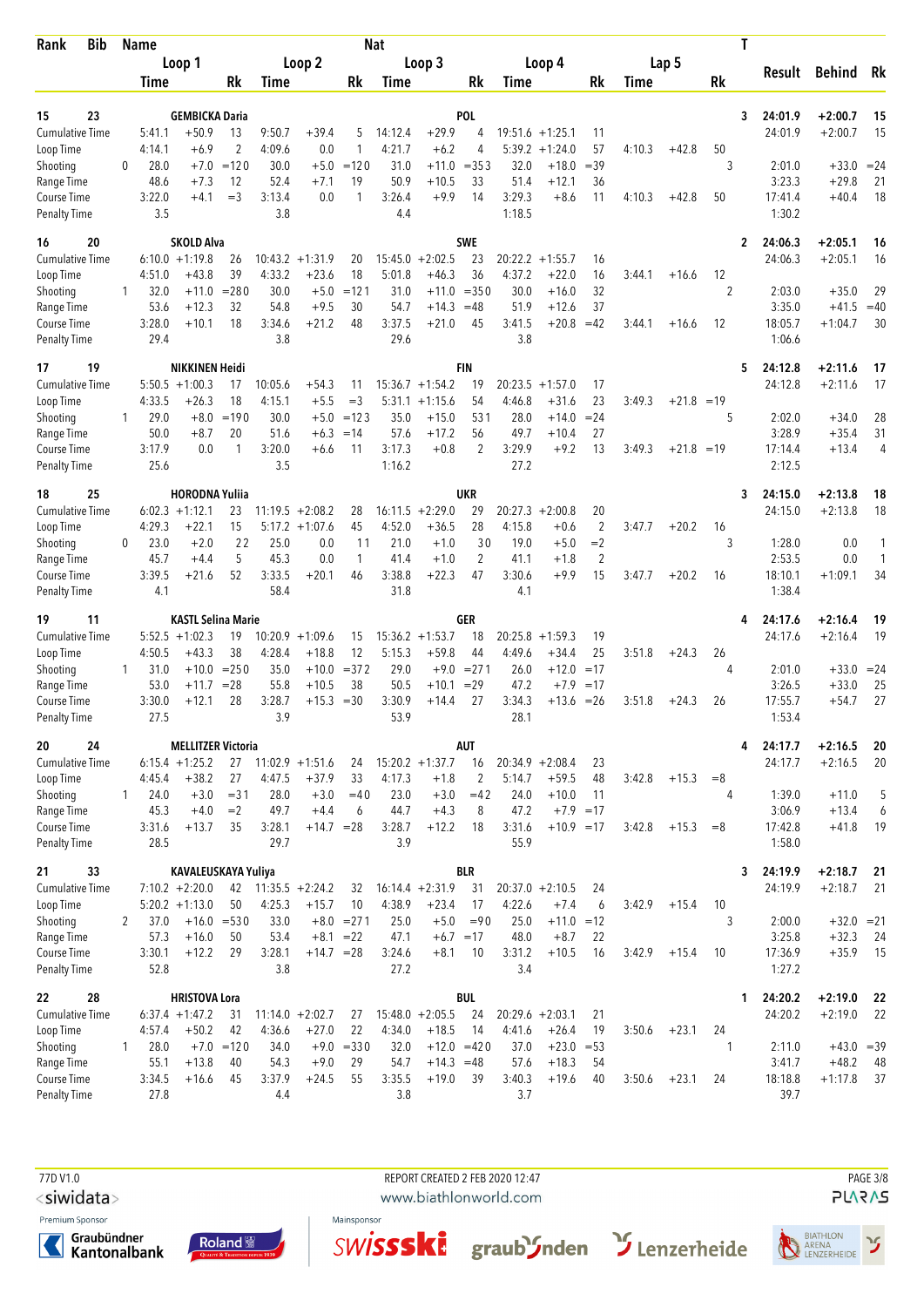| Rank | Bib | Name | | | | | | Nat | | | | | | | | T | Result | Behind | Rk |
|---|---|---|---|---|---|---|---|---|---|---|---|---|---|---|---|---|---|---|---|
| | | Loop 1 | | | Loop 2 | | | Loop 3 | | | Loop 4 | | | Lap 5 | | | | | |
| | | Time | | Rk | Time | | Rk | Time | | Rk | Time | | Rk | Time | | Rk | | | |
| 15 | 23 | GEMBICKA Daria | | | | | | POL | | | | | | | | 3 | 24:01.9 | +2:00.7 | 15 |
| Cumulative Time | | 5:41.1 | +50.9 | 13 | 9:50.7 | +39.4 | 5 | 14:12.4 | +29.9 | 4 | 19:51.6 | +1:25.1 | 11 | | | | 24:01.9 | +2:00.7 | 15 |
| Loop Time | | 4:14.1 | +6.9 | 2 | 4:09.6 | 0.0 | 1 | 4:21.7 | +6.2 | 4 | 5:39.2 | +1:24.0 | 57 | 4:10.3 | +42.8 | 50 | | | |
| Shooting | 0 | 28.0 | +7.0 | =120 | 30.0 | +5.0 | =120 | 31.0 | +11.0 | =353 | 32.0 | +18.0 | =39 | | | 3 | 2:01.0 | +33.0 | =24 |
| Range Time | | 48.6 | +7.3 | 12 | 52.4 | +7.1 | 19 | 50.9 | +10.5 | 33 | 51.4 | +12.1 | 36 | | | | 3:23.3 | +29.8 | 21 |
| Course Time | | 3:22.0 | +4.1 | =3 | 3:13.4 | 0.0 | 1 | 3:26.4 | +9.9 | 14 | 3:29.3 | +8.6 | 11 | 4:10.3 | +42.8 | 50 | 17:41.4 | +40.4 | 18 |
| Penalty Time | | 3.5 | | | 3.8 | | | 4.4 | | | 1:18.5 | | | | | | 1:30.2 | | |
| 16 | 20 | SKOLD Alva | | | | | | SWE | | | | | | | | 2 | 24:06.3 | +2:05.1 | 16 |
| Cumulative Time | | 6:10.0 | +1:19.8 | 26 | 10:43.2 | +1:31.9 | 20 | 15:45.0 | +2:02.5 | 23 | 20:22.2 | +1:55.7 | 16 | | | | 24:06.3 | +2:05.1 | 16 |
| Loop Time | | 4:51.0 | +43.8 | 39 | 4:33.2 | +23.6 | 18 | 5:01.8 | +46.3 | 36 | 4:37.2 | +22.0 | 16 | 3:44.1 | +16.6 | 12 | | | |
| Shooting | 1 | 32.0 | +11.0 | =280 | 30.0 | +5.0 | =121 | 31.0 | +11.0 | =350 | 30.0 | +16.0 | 32 | | | 2 | 2:03.0 | +35.0 | 29 |
| Range Time | | 53.6 | +12.3 | 32 | 54.8 | +9.5 | 30 | 54.7 | +14.3 | =48 | 51.9 | +12.6 | 37 | | | | 3:35.0 | +41.5 | =40 |
| Course Time | | 3:28.0 | +10.1 | 18 | 3:34.6 | +21.2 | 48 | 3:37.5 | +21.0 | 45 | 3:41.5 | +20.8 | =42 | 3:44.1 | +16.6 | 12 | 18:05.7 | +1:04.7 | 30 |
| Penalty Time | | 29.4 | | | 3.8 | | | 29.6 | | | 3.8 | | | | | | 1:06.6 | | |
| 17 | 19 | NIKKINEN Heidi | | | | | | FIN | | | | | | | | 5 | 24:12.8 | +2:11.6 | 17 |
| Cumulative Time | | 5:50.5 | +1:00.3 | 17 | 10:05.6 | +54.3 | 11 | 15:36.7 | +1:54.2 | 19 | 20:23.5 | +1:57.0 | 17 | | | | 24:12.8 | +2:11.6 | 17 |
| Loop Time | | 4:33.5 | +26.3 | 18 | 4:15.1 | +5.5 | =3 | 5:31.1 | +1:15.6 | 54 | 4:46.8 | +31.6 | 23 | 3:49.3 | +21.8 | =19 | | | |
| Shooting | 1 | 29.0 | +8.0 | =190 | 30.0 | +5.0 | =123 | 35.0 | +15.0 | 531 | 28.0 | +14.0 | =24 | | | 5 | 2:02.0 | +34.0 | 28 |
| Range Time | | 50.0 | +8.7 | 20 | 51.6 | +6.3 | =14 | 57.6 | +17.2 | 56 | 49.7 | +10.4 | 27 | | | | 3:28.9 | +35.4 | 31 |
| Course Time | | 3:17.9 | 0.0 | 1 | 3:20.0 | +6.6 | 11 | 3:17.3 | +0.8 | 2 | 3:29.9 | +9.2 | 13 | 3:49.3 | +21.8 | =19 | 17:14.4 | +13.4 | 4 |
| Penalty Time | | 25.6 | | | 3.5 | | | 1:16.2 | | | 27.2 | | | | | | 2:12.5 | | |
| 18 | 25 | HORODNA Yuliia | | | | | | UKR | | | | | | | | 3 | 24:15.0 | +2:13.8 | 18 |
| Cumulative Time | | 6:02.3 | +1:12.1 | 23 | 11:19.5 | +2:08.2 | 28 | 16:11.5 | +2:29.0 | 29 | 20:27.3 | +2:00.8 | 20 | | | | 24:15.0 | +2:13.8 | 18 |
| Loop Time | | 4:29.3 | +22.1 | 15 | 5:17.2 | +1:07.6 | 45 | 4:52.0 | +36.5 | 28 | 4:15.8 | +0.6 | 2 | 3:47.7 | +20.2 | 16 | | | |
| Shooting | 0 | 23.0 | +2.0 | 22 | 25.0 | 0.0 | 11 | 21.0 | +1.0 | 30 | 19.0 | +5.0 | =2 | | | 3 | 1:28.0 | 0.0 | 1 |
| Range Time | | 45.7 | +4.4 | 5 | 45.3 | 0.0 | 1 | 41.4 | +1.0 | 2 | 41.1 | +1.8 | 2 | | | | 2:53.5 | 0.0 | 1 |
| Course Time | | 3:39.5 | +21.6 | 52 | 3:33.5 | +20.1 | 46 | 3:38.8 | +22.3 | 47 | 3:30.6 | +9.9 | 15 | 3:47.7 | +20.2 | 16 | 18:10.1 | +1:09.1 | 34 |
| Penalty Time | | 4.1 | | | 58.4 | | | 31.8 | | | 4.1 | | | | | | 1:38.4 | | |
| 19 | 11 | KASTL Selina Marie | | | | | | GER | | | | | | | | 4 | 24:17.6 | +2:16.4 | 19 |
| Cumulative Time | | 5:52.5 | +1:02.3 | 19 | 10:20.9 | +1:09.6 | 15 | 15:36.2 | +1:53.7 | 18 | 20:25.8 | +1:59.3 | 19 | | | | 24:17.6 | +2:16.4 | 19 |
| Loop Time | | 4:50.5 | +43.3 | 38 | 4:28.4 | +18.8 | 12 | 5:15.3 | +59.8 | 44 | 4:49.6 | +34.4 | 25 | 3:51.8 | +24.3 | 26 | | | |
| Shooting | 1 | 31.0 | +10.0 | =250 | 35.0 | +10.0 | =372 | 29.0 | +9.0 | =271 | 26.0 | +12.0 | =17 | | | 4 | 2:01.0 | +33.0 | =24 |
| Range Time | | 53.0 | +11.7 | =28 | 55.8 | +10.5 | 38 | 50.5 | +10.1 | =29 | 47.2 | +7.9 | =17 | | | | 3:26.5 | +33.0 | 25 |
| Course Time | | 3:30.0 | +12.1 | 28 | 3:28.7 | +15.3 | =30 | 3:30.9 | +14.4 | 27 | 3:34.3 | +13.6 | =26 | 3:51.8 | +24.3 | 26 | 17:55.7 | +54.7 | 27 |
| Penalty Time | | 27.5 | | | 3.9 | | | 53.9 | | | 28.1 | | | | | | 1:53.4 | | |
| 20 | 24 | MELLITZER Victoria | | | | | | AUT | | | | | | | | 4 | 24:17.7 | +2:16.5 | 20 |
| Cumulative Time | | 6:15.4 | +1:25.2 | 27 | 11:02.9 | +1:51.6 | 24 | 15:20.2 | +1:37.7 | 16 | 20:34.9 | +2:08.4 | 23 | | | | 24:17.7 | +2:16.5 | 20 |
| Loop Time | | 4:45.4 | +38.2 | 27 | 4:47.5 | +37.9 | 33 | 4:17.3 | +1.8 | 2 | 5:14.7 | +59.5 | 48 | 3:42.8 | +15.3 | =8 | | | |
| Shooting | 1 | 24.0 | +3.0 | =31 | 28.0 | +3.0 | =40 | 23.0 | +3.0 | =42 | 24.0 | +10.0 | 11 | | | 4 | 1:39.0 | +11.0 | 5 |
| Range Time | | 45.3 | +4.0 | =2 | 49.7 | +4.4 | 6 | 44.7 | +4.3 | 8 | 47.2 | +7.9 | =17 | | | | 3:06.9 | +13.4 | 6 |
| Course Time | | 3:31.6 | +13.7 | 35 | 3:28.1 | +14.7 | =28 | 3:28.7 | +12.2 | 18 | 3:31.6 | +10.9 | =17 | 3:42.8 | +15.3 | =8 | 17:42.8 | +41.8 | 19 |
| Penalty Time | | 28.5 | | | 29.7 | | | 3.9 | | | 55.9 | | | | | | 1:58.0 | | |
| 21 | 33 | KAVALEUSKAYA Yuliya | | | | | | BLR | | | | | | | | 3 | 24:19.9 | +2:18.7 | 21 |
| Cumulative Time | | 7:10.2 | +2:20.0 | 42 | 11:35.5 | +2:24.2 | 32 | 16:14.4 | +2:31.9 | 31 | 20:37.0 | +2:10.5 | 24 | | | | 24:19.9 | +2:18.7 | 21 |
| Loop Time | | 5:20.2 | +1:13.0 | 50 | 4:25.3 | +15.7 | 10 | 4:38.9 | +23.4 | 17 | 4:22.6 | +7.4 | 6 | 3:42.9 | +15.4 | 10 | | | |
| Shooting | 2 | 37.0 | +16.0 | =530 | 33.0 | +8.0 | =271 | 25.0 | +5.0 | =90 | 25.0 | +11.0 | =12 | | | 3 | 2:00.0 | +32.0 | =21 |
| Range Time | | 57.3 | +16.0 | 50 | 53.4 | +8.1 | =22 | 47.1 | +6.7 | =17 | 48.0 | +8.7 | 22 | | | | 3:25.8 | +32.3 | 24 |
| Course Time | | 3:30.1 | +12.2 | 29 | 3:28.1 | +14.7 | =28 | 3:24.6 | +8.1 | 10 | 3:31.2 | +10.5 | 16 | 3:42.9 | +15.4 | 10 | 17:36.9 | +35.9 | 15 |
| Penalty Time | | 52.8 | | | 3.8 | | | 27.2 | | | 3.4 | | | | | | 1:27.2 | | |
| 22 | 28 | HRISTOVA Lora | | | | | | BUL | | | | | | | | 1 | 24:20.2 | +2:19.0 | 22 |
| Cumulative Time | | 6:37.4 | +1:47.2 | 31 | 11:14.0 | +2:02.7 | 27 | 15:48.0 | +2:05.5 | 24 | 20:29.6 | +2:03.1 | 21 | | | | 24:20.2 | +2:19.0 | 22 |
| Loop Time | | 4:57.4 | +50.2 | 42 | 4:36.6 | +27.0 | 22 | 4:34.0 | +18.5 | 14 | 4:41.6 | +26.4 | 19 | 3:50.6 | +23.1 | 24 | | | |
| Shooting | 1 | 28.0 | +7.0 | =120 | 34.0 | +9.0 | =330 | 32.0 | +12.0 | =420 | 37.0 | +23.0 | =53 | | | 1 | 2:11.0 | +43.0 | =39 |
| Range Time | | 55.1 | +13.8 | 40 | 54.3 | +9.0 | 29 | 54.7 | +14.3 | =48 | 57.6 | +18.3 | 54 | | | | 3:41.7 | +48.2 | 48 |
| Course Time | | 3:34.5 | +16.6 | 45 | 3:37.9 | +24.5 | 55 | 3:35.5 | +19.0 | 39 | 3:40.3 | +19.6 | 40 | 3:50.6 | +23.1 | 24 | 18:18.8 | +1:17.8 | 37 |
| Penalty Time | | 27.8 | | | 4.4 | | | 3.8 | | | 3.7 | | | | | | 39.7 | | |

77D V1.0 REPORT CREATED 2 FEB 2020 12:47

www.biathlonworld.com

Premium Sponsor: Graubündner Kantonalbank, Roland

Mainsponsor: swissski, graubünden, Lenzerheide, Biathlon Arena Lenzerheide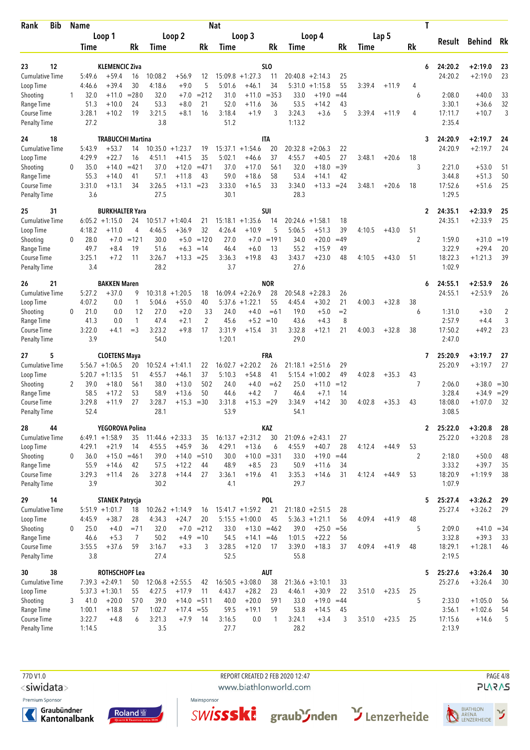| Rank | Bib | Name | | | | | | Nat | | | | | | | | | T | | | |
|---|---|---|---|---|---|---|---|---|---|---|---|---|---|---|---|---|---|---|---|---|
| | | Loop 1 | | | Loop 2 | | | Loop 3 | | | Loop 4 | | | Lap 5 | | | | Result | Behind | Rk |
| | | Time | | Rk | Time | | Rk | Time | | Rk | Time | | Rk | Time | | Rk | | | | |
| 23 | 12 | KLEMENCIC Ziva | | | | | | SLO | | | | | | | | | 6 | 24:20.2 | +2:19.0 | 23 |
| Cumulative Time | | 5:49.6 | +59.4 | 16 | 10:08.2 | +56.9 | 12 | 15:09.8 | +1:27.3 | 11 | 20:40.8 | +2:14.3 | 25 | | | | | 24:20.2 | +2:19.0 | 23 |
| Loop Time | | 4:46.6 | +39.4 | 30 | 4:18.6 | +9.0 | 5 | 5:01.6 | +46.1 | 34 | 5:31.0 | +1:15.8 | 55 | 3:39.4 | +11.9 | 4 | | | | |
| Shooting | 1 | 32.0 | +11.0 | =280 | 32.0 | +7.0 | =212 | 31.0 | +11.0 | =353 | 33.0 | +19.0 | =44 | | | | 6 | 2:08.0 | +40.0 | 33 |
| Range Time | | 51.3 | +10.0 | 24 | 53.3 | +8.0 | 21 | 52.0 | +11.6 | 36 | 53.5 | +14.2 | 43 | | | | | 3:30.1 | +36.6 | 32 |
| Course Time | | 3:28.1 | +10.2 | 19 | 3:21.5 | +8.1 | 16 | 3:18.4 | +1.9 | 3 | 3:24.3 | +3.6 | 5 | 3:39.4 | +11.9 | 4 | | 17:11.7 | +10.7 | 3 |
| Penalty Time | | 27.2 | | | 3.8 | | | 51.2 | | | 1:13.2 | | | | | | | 2:35.4 | | |
| 24 | 18 | TRABUCCHI Martina | | | | | | ITA | | | | | | | | | 3 | 24:20.9 | +2:19.7 | 24 |
| Cumulative Time | | 5:43.9 | +53.7 | 14 | 10:35.0 | +1:23.7 | 19 | 15:37.1 | +1:54.6 | 20 | 20:32.8 | +2:06.3 | 22 | | | | | 24:20.9 | +2:19.7 | 24 |
| Loop Time | | 4:29.9 | +22.7 | 16 | 4:51.1 | +41.5 | 35 | 5:02.1 | +46.6 | 37 | 4:55.7 | +40.5 | 27 | 3:48.1 | +20.6 | 18 | | | | |
| Shooting | 0 | 35.0 | +14.0 | =421 | 37.0 | +12.0 | =471 | 37.0 | +17.0 | 561 | 32.0 | +18.0 | =39 | | | | 3 | 2:21.0 | +53.0 | 51 |
| Range Time | | 55.3 | +14.0 | 41 | 57.1 | +11.8 | 43 | 59.0 | +18.6 | 58 | 53.4 | +14.1 | 42 | | | | | 3:44.8 | +51.3 | 50 |
| Course Time | | 3:31.0 | +13.1 | 34 | 3:26.5 | +13.1 | =23 | 3:33.0 | +16.5 | 33 | 3:34.0 | +13.3 | =24 | 3:48.1 | +20.6 | 18 | | 17:52.6 | +51.6 | 25 |
| Penalty Time | | 3.6 | | | 27.5 | | | 30.1 | | | 28.3 | | | | | | | 1:29.5 | | |
| 25 | 31 | BURKHALTER Yara | | | | | | SUI | | | | | | | | | 2 | 24:35.1 | +2:33.9 | 25 |
| Cumulative Time | | 6:05.2 | +1:15.0 | 24 | 10:51.7 | +1:40.4 | 21 | 15:18.1 | +1:35.6 | 14 | 20:24.6 | +1:58.1 | 18 | | | | | 24:35.1 | +2:33.9 | 25 |
| Loop Time | | 4:18.2 | +11.0 | 4 | 4:46.5 | +36.9 | 32 | 4:26.4 | +10.9 | 5 | 5:06.5 | +51.3 | 39 | 4:10.5 | +43.0 | 51 | | | | |
| Shooting | 0 | 28.0 | +7.0 | =121 | 30.0 | +5.0 | =120 | 27.0 | +7.0 | =191 | 34.0 | +20.0 | =49 | | | | 2 | 1:59.0 | +31.0 | =19 |
| Range Time | | 49.7 | +8.4 | 19 | 51.6 | +6.3 | =14 | 46.4 | +6.0 | 13 | 55.2 | +15.9 | 49 | | | | | 3:22.9 | +29.4 | 20 |
| Course Time | | 3:25.1 | +7.2 | 11 | 3:26.7 | +13.3 | =25 | 3:36.3 | +19.8 | 43 | 3:43.7 | +23.0 | 48 | 4:10.5 | +43.0 | 51 | | 18:22.3 | +1:21.3 | 39 |
| Penalty Time | | 3.4 | | | 28.2 | | | 3.7 | | | 27.6 | | | | | | | 1:02.9 | | |
| 26 | 21 | BAKKEN Maren | | | | | | NOR | | | | | | | | | 6 | 24:55.1 | +2:53.9 | 26 |
| Cumulative Time | | 5:27.2 | +37.0 | 9 | 10:31.8 | +1:20.5 | 18 | 16:09.4 | +2:26.9 | 28 | 20:54.8 | +2:28.3 | 26 | | | | | 24:55.1 | +2:53.9 | 26 |
| Loop Time | | 4:07.2 | 0.0 | 1 | 5:04.6 | +55.0 | 40 | 5:37.6 | +1:22.1 | 55 | 4:45.4 | +30.2 | 21 | 4:00.3 | +32.8 | 38 | | | | |
| Shooting | 0 | 21.0 | 0.0 | 12 | 27.0 | +2.0 | 33 | 24.0 | +4.0 | =61 | 19.0 | +5.0 | =2 | | | | 6 | 1:31.0 | +3.0 | 2 |
| Range Time | | 41.3 | 0.0 | 1 | 47.4 | +2.1 | 2 | 45.6 | +5.2 | =10 | 43.6 | +4.3 | 8 | | | | | 2:57.9 | +4.4 | 3 |
| Course Time | | 3:22.0 | +4.1 | =3 | 3:23.2 | +9.8 | 17 | 3:31.9 | +15.4 | 31 | 3:32.8 | +12.1 | 21 | 4:00.3 | +32.8 | 38 | | 17:50.2 | +49.2 | 23 |
| Penalty Time | | 3.9 | | | 54.0 | | | 1:20.1 | | | 29.0 | | | | | | | 2:47.0 | | |
| 27 | 5 | CLOETENS Maya | | | | | | FRA | | | | | | | | | 7 | 25:20.9 | +3:19.7 | 27 |
| Cumulative Time | | 5:56.7 | +1:06.5 | 20 | 10:52.4 | +1:41.1 | 22 | 16:02.7 | +2:20.2 | 26 | 21:18.1 | +2:51.6 | 29 | | | | | 25:20.9 | +3:19.7 | 27 |
| Loop Time | | 5:20.7 | +1:13.5 | 51 | 4:55.7 | +46.1 | 37 | 5:10.3 | +54.8 | 41 | 5:15.4 | +1:00.2 | 49 | 4:02.8 | +35.3 | 43 | | | | |
| Shooting | 2 | 39.0 | +18.0 | 561 | 38.0 | +13.0 | 502 | 24.0 | +4.0 | =62 | 25.0 | +11.0 | =12 | | | | 7 | 2:06.0 | +38.0 | =30 |
| Range Time | | 58.5 | +17.2 | 53 | 58.9 | +13.6 | 50 | 44.6 | +4.2 | 7 | 46.4 | +7.1 | 14 | | | | | 3:28.4 | +34.9 | =29 |
| Course Time | | 3:29.8 | +11.9 | 27 | 3:28.7 | +15.3 | =30 | 3:31.8 | +15.3 | =29 | 3:34.9 | +14.2 | 30 | 4:02.8 | +35.3 | 43 | | 18:08.0 | +1:07.0 | 32 |
| Penalty Time | | 52.4 | | | 28.1 | | | 53.9 | | | 54.1 | | | | | | | 3:08.5 | | |
| 28 | 44 | YEGOROVA Polina | | | | | | KAZ | | | | | | | | | 2 | 25:22.0 | +3:20.8 | 28 |
| Cumulative Time | | 6:49.1 | +1:58.9 | 35 | 11:44.6 | +2:33.3 | 35 | 16:13.7 | +2:31.2 | 30 | 21:09.6 | +2:43.1 | 27 | | | | | 25:22.0 | +3:20.8 | 28 |
| Loop Time | | 4:29.1 | +21.9 | 14 | 4:55.5 | +45.9 | 36 | 4:29.1 | +13.6 | 6 | 4:55.9 | +40.7 | 28 | 4:12.4 | +44.9 | 53 | | | | |
| Shooting | 0 | 36.0 | +15.0 | =461 | 39.0 | +14.0 | =510 | 30.0 | +10.0 | =331 | 33.0 | +19.0 | =44 | | | | 2 | 2:18.0 | +50.0 | 48 |
| Range Time | | 55.9 | +14.6 | 42 | 57.5 | +12.2 | 44 | 48.9 | +8.5 | 23 | 50.9 | +11.6 | 34 | | | | | 3:33.2 | +39.7 | 35 |
| Course Time | | 3:29.3 | +11.4 | 26 | 3:27.8 | +14.4 | 27 | 3:36.1 | +19.6 | 41 | 3:35.3 | +14.6 | 31 | 4:12.4 | +44.9 | 53 | | 18:20.9 | +1:19.9 | 38 |
| Penalty Time | | 3.9 | | | 30.2 | | | 4.1 | | | 29.7 | | | | | | | 1:07.9 | | |
| 29 | 14 | STANEK Patrycja | | | | | | POL | | | | | | | | | 5 | 25:27.4 | +3:26.2 | 29 |
| Cumulative Time | | 5:51.9 | +1:01.7 | 18 | 10:26.2 | +1:14.9 | 16 | 15:41.7 | +1:59.2 | 21 | 21:18.0 | +2:51.5 | 28 | | | | | 25:27.4 | +3:26.2 | 29 |
| Loop Time | | 4:45.9 | +38.7 | 28 | 4:34.3 | +24.7 | 20 | 5:15.5 | +1:00.0 | 45 | 5:36.3 | +1:21.1 | 56 | 4:09.4 | +41.9 | 48 | | | | |
| Shooting | 0 | 25.0 | +4.0 | =71 | 32.0 | +7.0 | =212 | 33.0 | +13.0 | =462 | 39.0 | +25.0 | =56 | | | | 5 | 2:09.0 | +41.0 | =34 |
| Range Time | | 46.6 | +5.3 | 7 | 50.2 | +4.9 | =10 | 54.5 | +14.1 | =46 | 1:01.5 | +22.2 | 56 | | | | | 3:32.8 | +39.3 | 33 |
| Course Time | | 3:55.5 | +37.6 | 59 | 3:16.7 | +3.3 | 3 | 3:28.5 | +12.0 | 17 | 3:39.0 | +18.3 | 37 | 4:09.4 | +41.9 | 48 | | 18:29.1 | +1:28.1 | 46 |
| Penalty Time | | 3.8 | | | 27.4 | | | 52.5 | | | 55.8 | | | | | | | 2:19.5 | | |
| 30 | 38 | ROTHSCHOPF Lea | | | | | | AUT | | | | | | | | | 5 | 25:27.6 | +3:26.4 | 30 |
| Cumulative Time | | 7:39.3 | +2:49.1 | 50 | 12:06.8 | +2:55.5 | 42 | 16:50.5 | +3:08.0 | 38 | 21:36.6 | +3:10.1 | 33 | | | | | 25:27.6 | +3:26.4 | 30 |
| Loop Time | | 5:37.3 | +1:30.1 | 55 | 4:27.5 | +17.9 | 11 | 4:43.7 | +28.2 | 23 | 4:46.1 | +30.9 | 22 | 3:51.0 | +23.5 | 25 | | | | |
| Shooting | 3 | 41.0 | +20.0 | 570 | 39.0 | +14.0 | =511 | 40.0 | +20.0 | 591 | 33.0 | +19.0 | =44 | | | | 5 | 2:33.0 | +1:05.0 | 56 |
| Range Time | | 1:00.1 | +18.8 | 57 | 1:02.7 | +17.4 | =55 | 59.5 | +19.1 | 59 | 53.8 | +14.5 | 45 | | | | | 3:56.1 | +1:02.6 | 54 |
| Course Time | | 3:22.7 | +4.8 | 6 | 3:21.3 | +7.9 | 14 | 3:16.5 | 0.0 | 1 | 3:24.1 | +3.4 | 3 | 3:51.0 | +23.5 | 25 | | 17:15.6 | +14.6 | 5 |
| Penalty Time | | 1:14.5 | | | 3.5 | | | 27.7 | | | 28.2 | | | | | | | 2:13.9 | | |

77D V1.0 REPORT CREATED 2 FEB 2020 12:47

www.biathlonworld.com

Premium Sponsor: Graubündner Kantonalbank, Roland

Mainsponsor: swissski, graubünden, Lenzerheide, Biathlon Arena Lenzerheide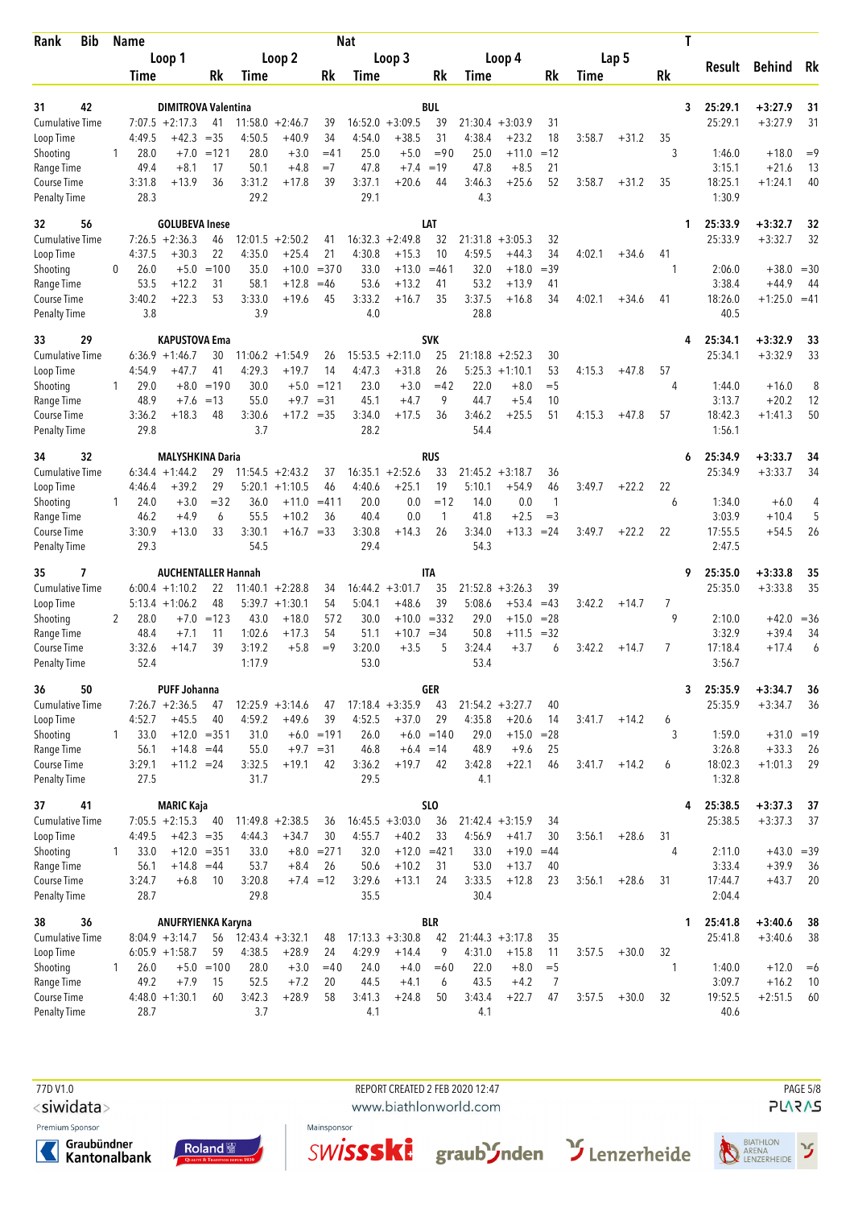| Rank | Bib | Name | | | Nat | | | | | | | | | T | Result | Behind | Rk |
|---|---|---|---|---|---|---|---|---|---|---|---|---|---|---|---|---|---|
| | | Loop 1 | | | Loop 2 | | | Loop 3 | | | Loop 4 | | | Lap 5 | | | |
| | | Time | | Rk | Time | | Rk | Time | | Rk | Time | | Rk | Time | | Rk | |
| **31** | **42** | **DIMITROVA Valentina** | | | | | | **BUL** | | | | | | | | **3** | **25:29.1** | **+3:27.9** | **31** |
| Cumulative Time | | 7:07.5 | +2:17.3 | 41 | 11:58.0 | +2:46.7 | 39 | 16:52.0 | +3:09.5 | 39 | 21:30.4 | +3:03.9 | 31 | | | | | 25:29.1 | +3:27.9 | 31 |
| Loop Time | | 4:49.5 | +42.3 | =35 | 4:50.5 | +40.9 | 34 | 4:54.0 | +38.5 | 31 | 4:38.4 | +23.2 | 18 | 3:58.7 | +31.2 | 35 | | | | |
| Shooting | 1 | 28.0 | +7.0 | =12 1 | 28.0 | +3.0 | =4 1 | 25.0 | +5.0 | =9 0 | 25.0 | +11.0 | =12 | | | | 3 | 1:46.0 | +18.0 | =9 |
| Range Time | | 49.4 | +8.1 | 17 | 50.1 | +4.8 | =7 | 47.8 | +7.4 | =19 | 47.8 | +8.5 | 21 | | | | | 3:15.1 | +21.6 | 13 |
| Course Time | | 3:31.8 | +13.9 | 36 | 3:31.2 | +17.8 | 39 | 3:37.1 | +20.6 | 44 | 3:46.3 | +25.6 | 52 | 3:58.7 | +31.2 | 35 | | 18:25.1 | +1:24.1 | 40 |
| Penalty Time | | 28.3 | | | 29.2 | | | 29.1 | | | 4.3 | | | | | | | 1:30.9 | | |
| **32** | **56** | **GOLUBEVA Inese** | | | | | | **LAT** | | | | | | | | **1** | **25:33.9** | **+3:32.7** | **32** |
| Cumulative Time | | 7:26.5 | +2:36.3 | 46 | 12:01.5 | +2:50.2 | 41 | 16:32.3 | +2:49.8 | 32 | 21:31.8 | +3:05.3 | 32 | | | | | 25:33.9 | +3:32.7 | 32 |
| Loop Time | | 4:37.5 | +30.3 | 22 | 4:35.0 | +25.4 | 21 | 4:30.8 | +15.3 | 10 | 4:59.5 | +44.3 | 34 | 4:02.1 | +34.6 | 41 | | | | |
| Shooting | 0 | 26.0 | +5.0 | =10 0 | 35.0 | +10.0 | =37 0 | 33.0 | +13.0 | =46 1 | 32.0 | +18.0 | =39 | | | | 1 | 2:06.0 | +38.0 | =30 |
| Range Time | | 53.5 | +12.2 | 31 | 58.1 | +12.8 | =46 | 53.6 | +13.2 | 41 | 53.2 | +13.9 | 41 | | | | | 3:38.4 | +44.9 | 44 |
| Course Time | | 3:40.2 | +22.3 | 53 | 3:33.0 | +19.6 | 45 | 3:33.2 | +16.7 | 35 | 3:37.5 | +16.8 | 34 | 4:02.1 | +34.6 | 41 | | 18:26.0 | +1:25.0 | =41 |
| Penalty Time | | 3.8 | | | 3.9 | | | 4.0 | | | 28.8 | | | | | | | 40.5 | | |
| **33** | **29** | **KAPUSTOVA Ema** | | | | | | **SVK** | | | | | | | | **4** | **25:34.1** | **+3:32.9** | **33** |
| Cumulative Time | | 6:36.9 | +1:46.7 | 30 | 11:06.2 | +1:54.9 | 26 | 15:53.5 | +2:11.0 | 25 | 21:18.8 | +2:52.3 | 30 | | | | | 25:34.1 | +3:32.9 | 33 |
| Loop Time | | 4:54.9 | +47.7 | 41 | 4:29.3 | +19.7 | 14 | 4:47.3 | +31.8 | 26 | 5:25.3 | +1:10.1 | 53 | 4:15.3 | +47.8 | 57 | | | | |
| Shooting | 1 | 29.0 | +8.0 | =19 0 | 30.0 | +5.0 | =12 1 | 23.0 | +3.0 | =4 2 | 22.0 | +8.0 | =5 | | | | 4 | 1:44.0 | +16.0 | 8 |
| Range Time | | 48.9 | +7.6 | =13 | 55.0 | +9.7 | =31 | 45.1 | +4.7 | 9 | 44.7 | +5.4 | 10 | | | | | 3:13.7 | +20.2 | 12 |
| Course Time | | 3:36.2 | +18.3 | 48 | 3:30.6 | +17.2 | =35 | 3:34.0 | +17.5 | 36 | 3:46.2 | +25.5 | 51 | 4:15.3 | +47.8 | 57 | | 18:42.3 | +1:41.3 | 50 |
| Penalty Time | | 29.8 | | | 3.7 | | | 28.2 | | | 54.4 | | | | | | | 1:56.1 | | |
| **34** | **32** | **MALYSHKINA Daria** | | | | | | **RUS** | | | | | | | | **6** | **25:34.9** | **+3:33.7** | **34** |
| Cumulative Time | | 6:34.4 | +1:44.2 | 29 | 11:54.5 | +2:43.2 | 37 | 16:35.1 | +2:52.6 | 33 | 21:45.2 | +3:18.7 | 36 | | | | | 25:34.9 | +3:33.7 | 34 |
| Loop Time | | 4:46.4 | +39.2 | 29 | 5:20.1 | +1:10.5 | 46 | 4:40.6 | +25.1 | 19 | 5:10.1 | +54.9 | 46 | 3:49.7 | +22.2 | 22 | | | | |
| Shooting | 1 | 24.0 | +3.0 | =3 2 | 36.0 | +11.0 | =41 1 | 20.0 | 0.0 | =1 2 | 14.0 | 0.0 | 1 | | | | 6 | 1:34.0 | +6.0 | 4 |
| Range Time | | 46.2 | +4.9 | 6 | 55.5 | +10.2 | 36 | 40.4 | 0.0 | 1 | 41.8 | +2.5 | =3 | | | | | 3:03.9 | +10.4 | 5 |
| Course Time | | 3:30.9 | +13.0 | 33 | 3:30.1 | +16.7 | =33 | 3:30.8 | +14.3 | 26 | 3:34.0 | +13.3 | =24 | 3:49.7 | +22.2 | 22 | | 17:55.5 | +54.5 | 26 |
| Penalty Time | | 29.3 | | | 54.5 | | | 29.4 | | | 54.3 | | | | | | | 2:47.5 | | |
| **35** | **7** | **AUCHENTALLER Hannah** | | | | | | **ITA** | | | | | | | | **9** | **25:35.0** | **+3:33.8** | **35** |
| Cumulative Time | | 6:00.4 | +1:10.2 | 22 | 11:40.1 | +2:28.8 | 34 | 16:44.2 | +3:01.7 | 35 | 21:52.8 | +3:26.3 | 39 | | | | | 25:35.0 | +3:33.8 | 35 |
| Loop Time | | 5:13.4 | +1:06.2 | 48 | 5:39.7 | +1:30.1 | 54 | 5:04.1 | +48.6 | 39 | 5:08.6 | +53.4 | =43 | 3:42.2 | +14.7 | 7 | | | | |
| Shooting | 2 | 28.0 | +7.0 | =12 3 | 43.0 | +18.0 | 57 2 | 30.0 | +10.0 | =33 2 | 29.0 | +15.0 | =28 | | | | 9 | 2:10.0 | +42.0 | =36 |
| Range Time | | 48.4 | +7.1 | 11 | 1:02.6 | +17.3 | 54 | 51.1 | +10.7 | =34 | 50.8 | +11.5 | =32 | | | | | 3:32.9 | +39.4 | 34 |
| Course Time | | 3:32.6 | +14.7 | 39 | 3:19.2 | +5.8 | =9 | 3:20.0 | +3.5 | 5 | 3:24.4 | +3.7 | 6 | 3:42.2 | +14.7 | 7 | | 17:18.4 | +17.4 | 6 |
| Penalty Time | | 52.4 | | | 1:17.9 | | | 53.0 | | | 53.4 | | | | | | | 3:56.7 | | |
| **36** | **50** | **PUFF Johanna** | | | | | | **GER** | | | | | | | | **3** | **25:35.9** | **+3:34.7** | **36** |
| Cumulative Time | | 7:26.7 | +2:36.5 | 47 | 12:25.9 | +3:14.6 | 47 | 17:18.4 | +3:35.9 | 43 | 21:54.2 | +3:27.7 | 40 | | | | | 25:35.9 | +3:34.7 | 36 |
| Loop Time | | 4:52.7 | +45.5 | 40 | 4:59.2 | +49.6 | 39 | 4:52.5 | +37.0 | 29 | 4:35.8 | +20.6 | 14 | 3:41.7 | +14.2 | 6 | | | | |
| Shooting | 1 | 33.0 | +12.0 | =35 1 | 31.0 | +6.0 | =19 1 | 26.0 | +6.0 | =14 0 | 29.0 | +15.0 | =28 | | | | 3 | 1:59.0 | +31.0 | =19 |
| Range Time | | 56.1 | +14.8 | =44 | 55.0 | +9.7 | =31 | 46.8 | +6.4 | =14 | 48.9 | +9.6 | 25 | | | | | 3:26.8 | +33.3 | 26 |
| Course Time | | 3:29.1 | +11.2 | =24 | 3:32.5 | +19.1 | 42 | 3:36.2 | +19.7 | 42 | 3:42.8 | +22.1 | 46 | 3:41.7 | +14.2 | 6 | | 18:02.3 | +1:01.3 | 29 |
| Penalty Time | | 27.5 | | | 31.7 | | | 29.5 | | | 4.1 | | | | | | | 1:32.8 | | |
| **37** | **41** | **MARIC Kaja** | | | | | | **SLO** | | | | | | | | **4** | **25:38.5** | **+3:37.3** | **37** |
| Cumulative Time | | 7:05.5 | +2:15.3 | 40 | 11:49.8 | +2:38.5 | 36 | 16:45.5 | +3:03.0 | 36 | 21:42.4 | +3:15.9 | 34 | | | | | 25:38.5 | +3:37.3 | 37 |
| Loop Time | | 4:49.5 | +42.3 | =35 | 4:44.3 | +34.7 | 30 | 4:55.7 | +40.2 | 33 | 4:56.9 | +41.7 | 30 | 3:56.1 | +28.6 | 31 | | | | |
| Shooting | 1 | 33.0 | +12.0 | =35 1 | 33.0 | +8.0 | =27 1 | 32.0 | +12.0 | =42 1 | 33.0 | +19.0 | =44 | | | | 4 | 2:11.0 | +43.0 | =39 |
| Range Time | | 56.1 | +14.8 | =44 | 53.7 | +8.4 | 26 | 50.6 | +10.2 | 31 | 53.0 | +13.7 | 40 | | | | | 3:33.4 | +39.9 | 36 |
| Course Time | | 3:24.7 | +6.8 | 10 | 3:20.8 | +7.4 | =12 | 3:29.6 | +13.1 | 24 | 3:33.5 | +12.8 | 23 | 3:56.1 | +28.6 | 31 | | 17:44.7 | +43.7 | 20 |
| Penalty Time | | 28.7 | | | 29.8 | | | 35.5 | | | 30.4 | | | | | | | 2:04.4 | | |
| **38** | **36** | **ANUFRYIENKA Karyna** | | | | | | **BLR** | | | | | | | | **1** | **25:41.8** | **+3:40.6** | **38** |
| Cumulative Time | | 8:04.9 | +3:14.7 | 56 | 12:43.4 | +3:32.1 | 48 | 17:13.3 | +3:30.8 | 42 | 21:44.3 | +3:17.8 | 35 | | | | | 25:41.8 | +3:40.6 | 38 |
| Loop Time | | 6:05.9 | +1:58.7 | 59 | 4:38.5 | +28.9 | 24 | 4:29.9 | +14.4 | 9 | 4:31.0 | +15.8 | 11 | 3:57.5 | +30.0 | 32 | | | | |
| Shooting | 1 | 26.0 | +5.0 | =10 0 | 28.0 | +3.0 | =4 0 | 24.0 | +4.0 | =6 0 | 22.0 | +8.0 | =5 | | | | 1 | 1:40.0 | +12.0 | =6 |
| Range Time | | 49.2 | +7.9 | 15 | 52.5 | +7.2 | 20 | 44.5 | +4.1 | 6 | 43.5 | +4.2 | 7 | | | | | 3:09.7 | +16.2 | 10 |
| Course Time | | 4:48.0 | +1:30.1 | 60 | 3:42.3 | +28.9 | 58 | 3:41.3 | +24.8 | 50 | 3:43.4 | +22.7 | 47 | 3:57.5 | +30.0 | 32 | | 19:52.5 | +2:51.5 | 60 |
| Penalty Time | | 28.7 | | | 3.7 | | | 4.1 | | | 4.1 | | | | | | | 40.6 | | |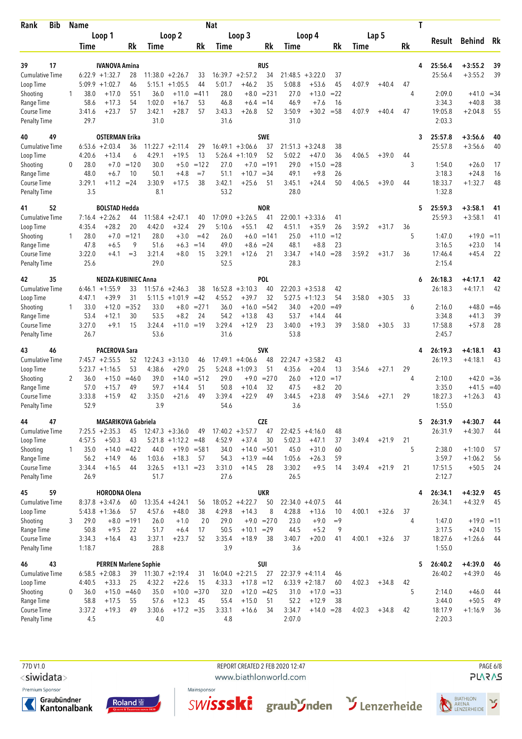| Rank | Bib | Name | | | | | | | Nat | | | | | | | | | T | | | |
|---|---|---|---|---|---|---|---|---|---|---|---|---|---|---|---|---|---|---|---|---|---|
| | | Loop 1 | | | Loop 2 | | | Loop 3 | | | Loop 4 | | | Lap 5 | | | | | Result | Behind | Rk |
| | | Time | | Rk | Time | | Rk | Time | | Rk | Time | | Rk | Time | | Rk | | | | | |
| 39 | 17 | IVANOVA Amina | | | | | | | RUS | | | | | | | | | 4 | 25:56.4 | +3:55.2 | 39 |
| Cumulative Time | | 6:22.9 | +1:32.7 | 28 | 11:38.0 | +2:26.7 | 33 | 16:39.7 | +2:57.2 | 34 | 21:48.5 | +3:22.0 | 37 | | | | | | 25:56.4 | +3:55.2 | 39 |
| Loop Time | | 5:09.9 | +1:02.7 | 46 | 5:15.1 | +1:05.5 | 44 | 5:01.7 | +46.2 | 35 | 5:08.8 | +53.6 | 45 | 4:07.9 | +40.4 | 47 | | | | | |
| Shooting | 1 | 38.0 | +17.0 | 55 1 | 36.0 | +11.0 | =41 1 | 28.0 | +8.0 | =23 1 | 27.0 | +13.0 | =22 | | | | 4 | | 2:09.0 | +41.0 | =34 |
| Range Time | | 58.6 | +17.3 | 54 | 1:02.0 | +16.7 | 53 | 46.8 | +6.4 | =14 | 46.9 | +7.6 | 16 | | | | | | 3:34.3 | +40.8 | 38 |
| Course Time | | 3:41.6 | +23.7 | 57 | 3:42.1 | +28.7 | 57 | 3:43.3 | +26.8 | 52 | 3:50.9 | +30.2 | =58 | 4:07.9 | +40.4 | 47 | | | 19:05.8 | +2:04.8 | 55 |
| Penalty Time | | 29.7 | | | 31.0 | | | 31.6 | | | 31.0 | | | | | | | | 2:03.3 | | |
| 40 | 49 | OSTERMAN Erika | | | | | | | SWE | | | | | | | | | 3 | 25:57.8 | +3:56.6 | 40 |
| Cumulative Time | | 6:53.6 | +2:03.4 | 36 | 11:22.7 | +2:11.4 | 29 | 16:49.1 | +3:06.6 | 37 | 21:51.3 | +3:24.8 | 38 | | | | | | 25:57.8 | +3:56.6 | 40 |
| Loop Time | | 4:20.6 | +13.4 | 6 | 4:29.1 | +19.5 | 13 | 5:26.4 | +1:10.9 | 52 | 5:02.2 | +47.0 | 36 | 4:06.5 | +39.0 | 44 | | | | | |
| Shooting | 0 | 28.0 | +7.0 | =12 0 | 30.0 | +5.0 | =12 2 | 27.0 | +7.0 | =19 1 | 29.0 | +15.0 | =28 | | | | 3 | | 1:54.0 | +26.0 | 17 |
| Range Time | | 48.0 | +6.7 | 10 | 50.1 | +4.8 | =7 | 51.1 | +10.7 | =34 | 49.1 | +9.8 | 26 | | | | | | 3:18.3 | +24.8 | 16 |
| Course Time | | 3:29.1 | +11.2 | =24 | 3:30.9 | +17.5 | 38 | 3:42.1 | +25.6 | 51 | 3:45.1 | +24.4 | 50 | 4:06.5 | +39.0 | 44 | | | 18:33.7 | +1:32.7 | 48 |
| Penalty Time | | 3.5 | | | 8.1 | | | 53.2 | | | 28.0 | | | | | | | | 1:32.8 | | |
| 41 | 52 | BOLSTAD Hedda | | | | | | | NOR | | | | | | | | | 5 | 25:59.3 | +3:58.1 | 41 |
| Cumulative Time | | 7:16.4 | +2:26.2 | 44 | 11:58.4 | +2:47.1 | 40 | 17:09.0 | +3:26.5 | 41 | 22:00.1 | +3:33.6 | 41 | | | | | | 25:59.3 | +3:58.1 | 41 |
| Loop Time | | 4:35.4 | +28.2 | 20 | 4:42.0 | +32.4 | 29 | 5:10.6 | +55.1 | 42 | 4:51.1 | +35.9 | 26 | 3:59.2 | +31.7 | 36 | | | | | |
| Shooting | 1 | 28.0 | +7.0 | =12 1 | 28.0 | +3.0 | =4 2 | 26.0 | +6.0 | =14 1 | 25.0 | +11.0 | =12 | | | | 5 | | 1:47.0 | +19.0 | =11 |
| Range Time | | 47.8 | +6.5 | 9 | 51.6 | +6.3 | =14 | 49.0 | +8.6 | =24 | 48.1 | +8.8 | 23 | | | | | | 3:16.5 | +23.0 | 14 |
| Course Time | | 3:22.0 | +4.1 | =3 | 3:21.4 | +8.0 | 15 | 3:29.1 | +12.6 | 21 | 3:34.7 | +14.0 | =28 | 3:59.2 | +31.7 | 36 | | | 17:46.4 | +45.4 | 22 |
| Penalty Time | | 25.6 | | | 29.0 | | | 52.5 | | | 28.3 | | | | | | | | 2:15.4 | | |
| 42 | 35 | NEDZA-KUBINIEC Anna | | | | | | | POL | | | | | | | | | 6 | 26:18.3 | +4:17.1 | 42 |
| Cumulative Time | | 6:46.1 | +1:55.9 | 33 | 11:57.6 | +2:46.3 | 38 | 16:52.8 | +3:10.3 | 40 | 22:20.3 | +3:53.8 | 42 | | | | | | 26:18.3 | +4:17.1 | 42 |
| Loop Time | | 4:47.1 | +39.9 | 31 | 5:11.5 | +1:01.9 | =42 | 4:55.2 | +39.7 | 32 | 5:27.5 | +1:12.3 | 54 | 3:58.0 | +30.5 | 33 | | | | | |
| Shooting | 1 | 33.0 | +12.0 | =35 2 | 33.0 | +8.0 | =27 1 | 36.0 | +16.0 | =54 2 | 34.0 | +20.0 | =49 | | | | 6 | | 2:16.0 | +48.0 | =46 |
| Range Time | | 53.4 | +12.1 | 30 | 53.5 | +8.2 | 24 | 54.2 | +13.8 | 43 | 53.7 | +14.4 | 44 | | | | | | 3:34.8 | +41.3 | 39 |
| Course Time | | 3:27.0 | +9.1 | 15 | 3:24.4 | +11.0 | =19 | 3:29.4 | +12.9 | 23 | 3:40.0 | +19.3 | 39 | 3:58.0 | +30.5 | 33 | | | 17:58.8 | +57.8 | 28 |
| Penalty Time | | 26.7 | | | 53.6 | | | 31.6 | | | 53.8 | | | | | | | | 2:45.7 | | |
| 43 | 46 | PACEROVA Sara | | | | | | | SVK | | | | | | | | | 4 | 26:19.3 | +4:18.1 | 43 |
| Cumulative Time | | 7:45.7 | +2:55.5 | 52 | 12:24.3 | +3:13.0 | 46 | 17:49.1 | +4:06.6 | 48 | 22:24.7 | +3:58.2 | 43 | | | | | | 26:19.3 | +4:18.1 | 43 |
| Loop Time | | 5:23.7 | +1:16.5 | 53 | 4:38.6 | +29.0 | 25 | 5:24.8 | +1:09.3 | 51 | 4:35.6 | +20.4 | 13 | 3:54.6 | +27.1 | 29 | | | | | |
| Shooting | 2 | 36.0 | +15.0 | =46 0 | 39.0 | +14.0 | =51 2 | 29.0 | +9.0 | =27 0 | 26.0 | +12.0 | =17 | | | | 4 | | 2:10.0 | +42.0 | =36 |
| Range Time | | 57.0 | +15.7 | 49 | 59.7 | +14.4 | 51 | 50.8 | +10.4 | 32 | 47.5 | +8.2 | 20 | | | | | | 3:35.0 | +41.5 | =40 |
| Course Time | | 3:33.8 | +15.9 | 42 | 3:35.0 | +21.6 | 49 | 3:39.4 | +22.9 | 49 | 3:44.5 | +23.8 | 49 | 3:54.6 | +27.1 | 29 | | | 18:27.3 | +1:26.3 | 43 |
| Penalty Time | | 52.9 | | | 3.9 | | | 54.6 | | | 3.6 | | | | | | | | 1:55.0 | | |
| 44 | 47 | MASARIKOVA Gabriela | | | | | | | CZE | | | | | | | | | 5 | 26:31.9 | +4:30.7 | 44 |
| Cumulative Time | | 7:25.5 | +2:35.3 | 45 | 12:47.3 | +3:36.0 | 49 | 17:40.2 | +3:57.7 | 47 | 22:42.5 | +4:16.0 | 48 | | | | | | 26:31.9 | +4:30.7 | 44 |
| Loop Time | | 4:57.5 | +50.3 | 43 | 5:21.8 | +1:12.2 | =48 | 4:52.9 | +37.4 | 30 | 5:02.3 | +47.1 | 37 | 3:49.4 | +21.9 | 21 | | | | | |
| Shooting | 1 | 35.0 | +14.0 | =42 2 | 44.0 | +19.0 | =58 1 | 34.0 | +14.0 | =50 1 | 45.0 | +31.0 | 60 | | | | 5 | | 2:38.0 | +1:10.0 | 57 |
| Range Time | | 56.2 | +14.9 | 46 | 1:03.6 | +18.3 | 57 | 54.3 | +13.9 | =44 | 1:05.6 | +26.3 | 59 | | | | | | 3:59.7 | +1:06.2 | 56 |
| Course Time | | 3:34.4 | +16.5 | 44 | 3:26.5 | +13.1 | =23 | 3:31.0 | +14.5 | 28 | 3:30.2 | +9.5 | 14 | 3:49.4 | +21.9 | 21 | | | 17:51.5 | +50.5 | 24 |
| Penalty Time | | 26.9 | | | 51.7 | | | 27.6 | | | 26.5 | | | | | | | | 2:12.7 | | |
| 45 | 59 | HORODNA Olena | | | | | | | UKR | | | | | | | | | 4 | 26:34.1 | +4:32.9 | 45 |
| Cumulative Time | | 8:37.8 | +3:47.6 | 60 | 13:35.4 | +4:24.1 | 56 | 18:05.2 | +4:22.7 | 50 | 22:34.0 | +4:07.5 | 44 | | | | | | 26:34.1 | +4:32.9 | 45 |
| Loop Time | | 5:43.8 | +1:36.6 | 57 | 4:57.6 | +48.0 | 38 | 4:29.8 | +14.3 | 8 | 4:28.8 | +13.6 | 10 | 4:00.1 | +32.6 | 37 | | | | | |
| Shooting | 3 | 29.0 | +8.0 | =19 1 | 26.0 | +1.0 | 2 0 | 29.0 | +9.0 | =27 0 | 23.0 | +9.0 | =9 | | | | 4 | | 1:47.0 | +19.0 | =11 |
| Range Time | | 50.8 | +9.5 | 22 | 51.7 | +6.4 | 17 | 50.5 | +10.1 | =29 | 44.5 | +5.2 | 9 | | | | | | 3:17.5 | +24.0 | 15 |
| Course Time | | 3:34.3 | +16.4 | 43 | 3:37.1 | +23.7 | 52 | 3:35.4 | +18.9 | 38 | 3:40.7 | +20.0 | 41 | 4:00.1 | +32.6 | 37 | | | 18:27.6 | +1:26.6 | 44 |
| Penalty Time | | 1:18.7 | | | 28.8 | | | 3.9 | | | 3.6 | | | | | | | | 1:55.0 | | |
| 46 | 43 | PERREN Marlene Sophie | | | | | | | SUI | | | | | | | | | 5 | 26:40.2 | +4:39.0 | 46 |
| Cumulative Time | | 6:58.5 | +2:08.3 | 39 | 11:30.7 | +2:19.4 | 31 | 16:04.0 | +2:21.5 | 27 | 22:37.9 | +4:11.4 | 46 | | | | | | 26:40.2 | +4:39.0 | 46 |
| Loop Time | | 4:40.5 | +33.3 | 25 | 4:32.2 | +22.6 | 15 | 4:33.3 | +17.8 | =12 | 6:33.9 | +2:18.7 | 60 | 4:02.3 | +34.8 | 42 | | | | | |
| Shooting | 0 | 36.0 | +15.0 | =46 0 | 35.0 | +10.0 | =37 0 | 32.0 | +12.0 | =42 5 | 31.0 | +17.0 | =33 | | | | 5 | | 2:14.0 | +46.0 | 44 |
| Range Time | | 58.8 | +17.5 | 55 | 57.6 | +12.3 | 45 | 55.4 | +15.0 | 51 | 52.2 | +12.9 | 38 | | | | | | 3:44.0 | +50.5 | 49 |
| Course Time | | 3:37.2 | +19.3 | 49 | 3:30.6 | +17.2 | =35 | 3:33.1 | +16.6 | 34 | 3:34.7 | +14.0 | =28 | 4:02.3 | +34.8 | 42 | | | 18:17.9 | +1:16.9 | 36 |
| Penalty Time | | 4.5 | | | 4.0 | | | 4.8 | | | 2:07.0 | | | | | | | | 2:20.3 | | |

77D V1.0 REPORT CREATED 2 FEB 2020 12:47 www.biathlonworld.com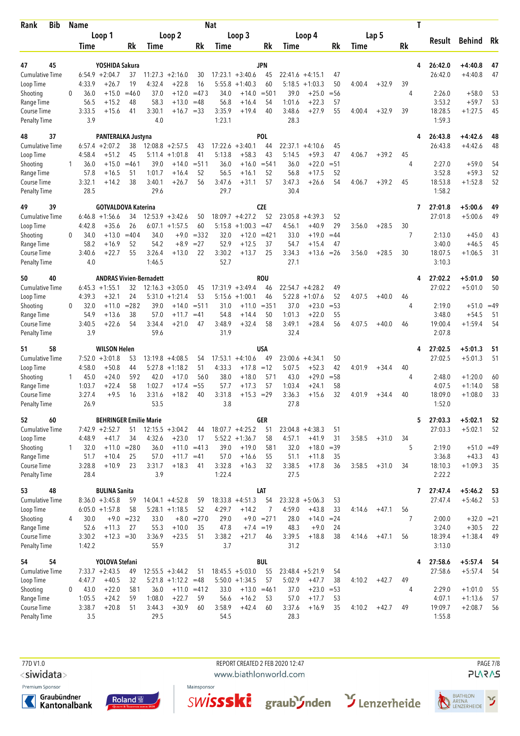| Rank | Bib | Name | | | | | | Nat | | | | | | | | T | Result | Behind | Rk |
|---|---|---|---|---|---|---|---|---|---|---|---|---|---|---|---|---|---|---|---|
| | | Loop 1 | | | Loop 2 | | | Loop 3 | | | Loop 4 | | | Lap 5 | | | | | |
| | | Time | | Rk | Time | | Rk | Time | | Rk | Time | | Rk | Time | | Rk | | | |
| **47** | **45** | **YOSHIDA Sakura** | | | | | | **JPN** | | | | | | | | **4** | **26:42.0** | **+4:40.8** | **47** |
| Cumulative Time | | 6:54.9 | +2:04.7 | 37 | 11:27.3 | +2:16.0 | 30 | 17:23.1 | +3:40.6 | 45 | 22:41.6 | +4:15.1 | 47 | | | | 26:42.0 | +4:40.8 | 47 |
| Loop Time | | 4:33.9 | +26.7 | 19 | 4:32.4 | +22.8 | 16 | 5:55.8 | +1:40.3 | 60 | 5:18.5 | +1:03.3 | 50 | 4:00.4 | +32.9 | 39 | | | |
| Shooting | 0 | 36.0 | +15.0 | =46 0 | 37.0 | +12.0 | =47 3 | 34.0 | +14.0 | =50 1 | 39.0 | +25.0 | =56 | | | 4 | 2:26.0 | +58.0 | 53 |
| Range Time | | 56.5 | +15.2 | 48 | 58.3 | +13.0 | =48 | 56.8 | +16.4 | 54 | 1:01.6 | +22.3 | 57 | | | | 3:53.2 | +59.7 | 53 |
| Course Time | | 3:33.5 | +15.6 | 41 | 3:30.1 | +16.7 | =33 | 3:35.9 | +19.4 | 40 | 3:48.6 | +27.9 | 55 | 4:00.4 | +32.9 | 39 | 18:28.5 | +1:27.5 | 45 |
| Penalty Time | | 3.9 | | | 4.0 | | | 1:23.1 | | | 28.3 | | | | | | 1:59.3 | | |
| **48** | **37** | **PANTERALKA Justyna** | | | | | | **POL** | | | | | | | | **4** | **26:43.8** | **+4:42.6** | **48** |
| Cumulative Time | | 6:57.4 | +2:07.2 | 38 | 12:08.8 | +2:57.5 | 43 | 17:22.6 | +3:40.1 | 44 | 22:37.1 | +4:10.6 | 45 | | | | 26:43.8 | +4:42.6 | 48 |
| Loop Time | | 4:58.4 | +51.2 | 45 | 5:11.4 | +1:01.8 | 41 | 5:13.8 | +58.3 | 43 | 5:14.5 | +59.3 | 47 | 4:06.7 | +39.2 | 45 | | | |
| Shooting | 1 | 36.0 | +15.0 | =46 1 | 39.0 | +14.0 | =51 1 | 36.0 | +16.0 | =54 1 | 36.0 | +22.0 | =51 | | | 4 | 2:27.0 | +59.0 | 54 |
| Range Time | | 57.8 | +16.5 | 51 | 1:01.7 | +16.4 | 52 | 56.5 | +16.1 | 52 | 56.8 | +17.5 | 52 | | | | 3:52.8 | +59.3 | 52 |
| Course Time | | 3:32.1 | +14.2 | 38 | 3:40.1 | +26.7 | 56 | 3:47.6 | +31.1 | 57 | 3:47.3 | +26.6 | 54 | 4:06.7 | +39.2 | 45 | 18:53.8 | +1:52.8 | 52 |
| Penalty Time | | 28.5 | | | 29.6 | | | 29.7 | | | 30.4 | | | | | | 1:58.2 | | |
| **49** | **39** | **GOTVALDOVA Katerina** | | | | | | **CZE** | | | | | | | | **7** | **27:01.8** | **+5:00.6** | **49** |
| Cumulative Time | | 6:46.8 | +1:56.6 | 34 | 12:53.9 | +3:42.6 | 50 | 18:09.7 | +4:27.2 | 52 | 23:05.8 | +4:39.3 | 52 | | | | 27:01.8 | +5:00.6 | 49 |
| Loop Time | | 4:42.8 | +35.6 | 26 | 6:07.1 | +1:57.5 | 60 | 5:15.8 | +1:00.3 | =47 | 4:56.1 | +40.9 | 29 | 3:56.0 | +28.5 | 30 | | | |
| Shooting | 0 | 34.0 | +13.0 | =40 4 | 34.0 | +9.0 | =33 2 | 32.0 | +12.0 | =42 1 | 33.0 | +19.0 | =44 | | | 7 | 2:13.0 | +45.0 | 43 |
| Range Time | | 58.2 | +16.9 | 52 | 54.2 | +8.9 | =27 | 52.9 | +12.5 | 37 | 54.7 | +15.4 | 47 | | | | 3:40.0 | +46.5 | 45 |
| Course Time | | 3:40.6 | +22.7 | 55 | 3:26.4 | +13.0 | 22 | 3:30.2 | +13.7 | 25 | 3:34.3 | +13.6 | =26 | 3:56.0 | +28.5 | 30 | 18:07.5 | +1:06.5 | 31 |
| Penalty Time | | 4.0 | | | 1:46.5 | | | 52.7 | | | 27.1 | | | | | | 3:10.3 | | |
| **50** | **40** | **ANDRAS Vivien-Bernadett** | | | | | | **ROU** | | | | | | | | **4** | **27:02.2** | **+5:01.0** | **50** |
| Cumulative Time | | 6:45.3 | +1:55.1 | 32 | 12:16.3 | +3:05.0 | 45 | 17:31.9 | +3:49.4 | 46 | 22:54.7 | +4:28.2 | 49 | | | | 27:02.2 | +5:01.0 | 50 |
| Loop Time | | 4:39.3 | +32.1 | 24 | 5:31.0 | +1:21.4 | 53 | 5:15.6 | +1:00.1 | 46 | 5:22.8 | +1:07.6 | 52 | 4:07.5 | +40.0 | 46 | | | |
| Shooting | 0 | 32.0 | +11.0 | =28 2 | 39.0 | +14.0 | =51 1 | 31.0 | +11.0 | =35 1 | 37.0 | +23.0 | =53 | | | 4 | 2:19.0 | +51.0 | =49 |
| Range Time | | 54.9 | +13.6 | 38 | 57.0 | +11.7 | =41 | 54.8 | +14.4 | 50 | 1:01.3 | +22.0 | 55 | | | | 3:48.0 | +54.5 | 51 |
| Course Time | | 3:40.5 | +22.6 | 54 | 3:34.4 | +21.0 | 47 | 3:48.9 | +32.4 | 58 | 3:49.1 | +28.4 | 56 | 4:07.5 | +40.0 | 46 | 19:00.4 | +1:59.4 | 54 |
| Penalty Time | | 3.9 | | | 59.6 | | | 31.9 | | | 32.4 | | | | | | 2:07.8 | | |
| **51** | **58** | **WILSON Helen** | | | | | | **USA** | | | | | | | | **4** | **27:02.5** | **+5:01.3** | **51** |
| Cumulative Time | | 7:52.0 | +3:01.8 | 53 | 13:19.8 | +4:08.5 | 54 | 17:53.1 | +4:10.6 | 49 | 23:00.6 | +4:34.1 | 50 | | | | 27:02.5 | +5:01.3 | 51 |
| Loop Time | | 4:58.0 | +50.8 | 44 | 5:27.8 | +1:18.2 | 51 | 4:33.3 | +17.8 | =12 | 5:07.5 | +52.3 | 42 | 4:01.9 | +34.4 | 40 | | | |
| Shooting | 1 | 45.0 | +24.0 | 59 2 | 42.0 | +17.0 | 56 0 | 38.0 | +18.0 | 57 1 | 43.0 | +29.0 | =58 | | | 4 | 2:48.0 | +1:20.0 | 60 |
| Range Time | | 1:03.7 | +22.4 | 58 | 1:02.7 | +17.4 | =55 | 57.7 | +17.3 | 57 | 1:03.4 | +24.1 | 58 | | | | 4:07.5 | +1:14.0 | 58 |
| Course Time | | 3:27.4 | +9.5 | 16 | 3:31.6 | +18.2 | 40 | 3:31.8 | +15.3 | =29 | 3:36.3 | +15.6 | 32 | 4:01.9 | +34.4 | 40 | 18:09.0 | +1:08.0 | 33 |
| Penalty Time | | 26.9 | | | 53.5 | | | 3.8 | | | 27.8 | | | | | | 1:52.0 | | |
| **52** | **60** | **BEHRINGER Emilie Marie** | | | | | | **GER** | | | | | | | | **5** | **27:03.3** | **+5:02.1** | **52** |
| Cumulative Time | | 7:42.9 | +2:52.7 | 51 | 12:15.5 | +3:04.2 | 44 | 18:07.5 | +4:25.2 | 51 | 23:04.8 | +4:38.3 | 51 | | | | 27:03.3 | +5:02.1 | 52 |
| Loop Time | | 4:48.9 | +41.7 | 34 | 4:32.6 | +23.0 | 17 | 5:52.2 | +1:36.7 | 58 | 4:57.1 | +41.9 | 31 | 3:58.5 | +31.0 | 34 | | | |
| Shooting | 1 | 32.0 | +11.0 | =28 0 | 36.0 | +11.0 | =41 3 | 39.0 | +19.0 | 58 1 | 32.0 | +18.0 | =39 | | | 5 | 2:19.0 | +51.0 | =49 |
| Range Time | | 51.7 | +10.4 | 25 | 57.0 | +11.7 | =41 | 57.0 | +16.6 | 55 | 51.1 | +11.8 | 35 | | | | 3:36.8 | +43.3 | 43 |
| Course Time | | 3:28.8 | +10.9 | 23 | 3:31.7 | +18.3 | 41 | 3:32.8 | +16.3 | 32 | 3:38.5 | +17.8 | 36 | 3:58.5 | +31.0 | 34 | 18:10.3 | +1:09.3 | 35 |
| Penalty Time | | 28.4 | | | 3.9 | | | 1:22.4 | | | 27.5 | | | | | | 2:22.2 | | |
| **53** | **48** | **BULINA Sanita** | | | | | | **LAT** | | | | | | | | **7** | **27:47.4** | **+5:46.2** | **53** |
| Cumulative Time | | 8:36.0 | +3:45.8 | 59 | 14:04.1 | +4:52.8 | 59 | 18:33.8 | +4:51.3 | 54 | 23:32.8 | +5:06.3 | 53 | | | | 27:47.4 | +5:46.2 | 53 |
| Loop Time | | 6:05.0 | +1:57.8 | 58 | 5:28.1 | +1:18.5 | 52 | 4:29.7 | +14.2 | 7 | 4:59.0 | +43.8 | 33 | 4:14.6 | +47.1 | 56 | | | |
| Shooting | 4 | 30.0 | +9.0 | =23 2 | 33.0 | +8.0 | =27 0 | 29.0 | +9.0 | =27 1 | 28.0 | +14.0 | =24 | | | 7 | 2:00.0 | +32.0 | =21 |
| Range Time | | 52.6 | +11.3 | 27 | 55.3 | +10.0 | 35 | 47.8 | +7.4 | =19 | 48.3 | +9.0 | 24 | | | | 3:24.0 | +30.5 | 22 |
| Course Time | | 3:30.2 | +12.3 | =30 | 3:36.9 | +23.5 | 51 | 3:38.2 | +21.7 | 46 | 3:39.5 | +18.8 | 38 | 4:14.6 | +47.1 | 56 | 18:39.4 | +1:38.4 | 49 |
| Penalty Time | | 1:42.2 | | | 55.9 | | | 3.7 | | | 31.2 | | | | | | 3:13.0 | | |
| **54** | **54** | **YOLOVA Stefani** | | | | | | **BUL** | | | | | | | | **4** | **27:58.6** | **+5:57.4** | **54** |
| Cumulative Time | | 7:33.7 | +2:43.5 | 49 | 12:55.5 | +3:44.2 | 51 | 18:45.5 | +5:03.0 | 55 | 23:48.4 | +5:21.9 | 54 | | | | 27:58.6 | +5:57.4 | 54 |
| Loop Time | | 4:47.7 | +40.5 | 32 | 5:21.8 | +1:12.2 | =48 | 5:50.0 | +1:34.5 | 57 | 5:02.9 | +47.7 | 38 | 4:10.2 | +42.7 | 49 | | | |
| Shooting | 0 | 43.0 | +22.0 | 58 1 | 36.0 | +11.0 | =41 2 | 33.0 | +13.0 | =46 1 | 37.0 | +23.0 | =53 | | | 4 | 2:29.0 | +1:01.0 | 55 |
| Range Time | | 1:05.5 | +24.2 | 59 | 1:08.0 | +22.7 | 59 | 56.6 | +16.2 | 53 | 57.0 | +17.7 | 53 | | | | 4:07.1 | +1:13.6 | 57 |
| Course Time | | 3:38.7 | +20.8 | 51 | 3:44.3 | +30.9 | 60 | 3:58.9 | +42.4 | 60 | 3:37.6 | +16.9 | 35 | 4:10.2 | +42.7 | 49 | 19:09.7 | +2:08.7 | 56 |
| Penalty Time | | 3.5 | | | 29.5 | | | 54.5 | | | 28.3 | | | | | | 1:55.8 | | |

77D V1.0

REPORT CREATED 2 FEB 2020 12:47

www.biathlonworld.com

Premium Sponsor: Graubündner Kantonalbank, Roland

Mainsponsor: swissski, graubünden, Lenzerheide, Biathlon Arena Lenzerheide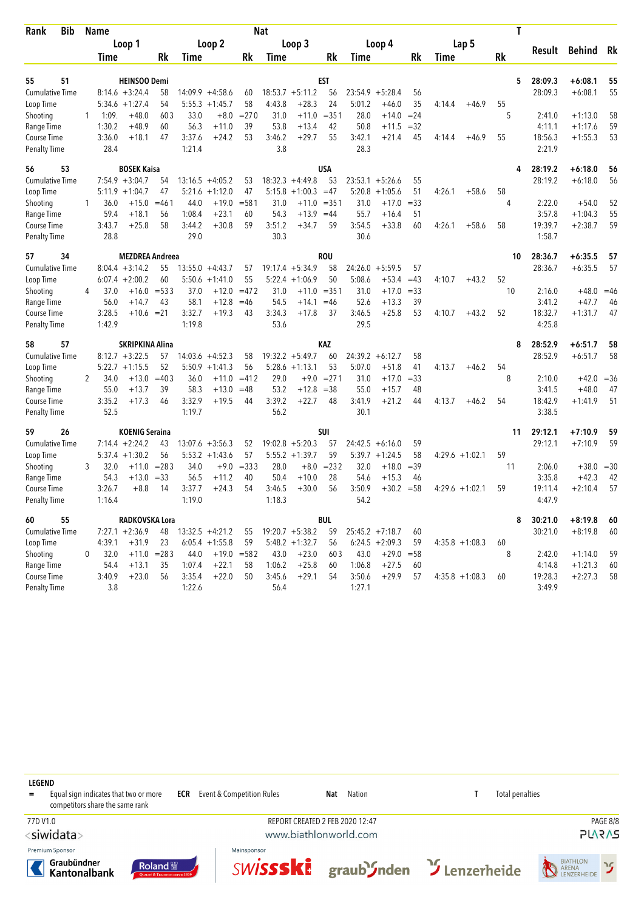| Rank | Bib | Name | | | | | Nat | | | | | | | | T | Result | Behind | Rk |
|---|---|---|---|---|---|---|---|---|---|---|---|---|---|---|---|---|---|---|
| | | Loop 1 | | | Loop 2 | | | Loop 3 | | | Loop 4 | | | Lap 5 | | | | |
| | | Time | | Rk | Time | | Rk | Time | | Rk | Time | | Rk | Time | | Rk | | |
| 55 | 51 | HEINSOO Demi | | | | | EST | | | | | | | | 5 | 28:09.3 | +6:08.1 | 55 |
| Cumulative Time | | 8:14.6 | +3:24.4 | 58 | 14:09.9 | +4:58.6 | 60 | 18:53.7 | +5:11.2 | 56 | 23:54.9 | +5:28.4 | 56 | | | 28:09.3 | +6:08.1 | 55 |
| Loop Time | | 5:34.6 | +1:27.4 | 54 | 5:55.3 | +1:45.7 | 58 | 4:43.8 | +28.3 | 24 | 5:01.2 | +46.0 | 35 | 4:14.4 | +46.9 | 55 | | |
| Shooting | 1 | 1:09. | +48.0 | 603 | 33.0 | +8.0 | =270 | 31.0 | +11.0 | =351 | 28.0 | +14.0 | =24 | | | 5 | 2:41.0 | +1:13.0 | 58 |
| Range Time | | 1:30.2 | +48.9 | 60 | 56.3 | +11.0 | 39 | 53.8 | +13.4 | 42 | 50.8 | +11.5 | =32 | | | | 4:11.1 | +1:17.6 | 59 |
| Course Time | | 3:36.0 | +18.1 | 47 | 3:37.6 | +24.2 | 53 | 3:46.2 | +29.7 | 55 | 3:42.1 | +21.4 | 45 | 4:14.4 | +46.9 | 55 | 18:56.3 | +1:55.3 | 53 |
| Penalty Time | | 28.4 | | | 1:21.4 | | | 3.8 | | | 28.3 | | | | | | 2:21.9 | | |
| 56 | 53 | BOSEK Kaisa | | | | | USA | | | | | | | | 4 | 28:19.2 | +6:18.0 | 56 |
| Cumulative Time | | 7:54.9 | +3:04.7 | 54 | 13:16.5 | +4:05.2 | 53 | 18:32.3 | +4:49.8 | 53 | 23:53.1 | +5:26.6 | 55 | | | 28:19.2 | +6:18.0 | 56 |
| Loop Time | | 5:11.9 | +1:04.7 | 47 | 5:21.6 | +1:12.0 | 47 | 5:15.8 | +1:00.3 | =47 | 5:20.8 | +1:05.6 | 51 | 4:26.1 | +58.6 | 58 | | |
| Shooting | 1 | 36.0 | +15.0 | =461 | 44.0 | +19.0 | =581 | 31.0 | +11.0 | =351 | 31.0 | +17.0 | =33 | | | 4 | 2:22.0 | +54.0 | 52 |
| Range Time | | 59.4 | +18.1 | 56 | 1:08.4 | +23.1 | 60 | 54.3 | +13.9 | =44 | 55.7 | +16.4 | 51 | | | | 3:57.8 | +1:04.3 | 55 |
| Course Time | | 3:43.7 | +25.8 | 58 | 3:44.2 | +30.8 | 59 | 3:51.2 | +34.7 | 59 | 3:54.5 | +33.8 | 60 | 4:26.1 | +58.6 | 58 | 19:39.7 | +2:38.7 | 59 |
| Penalty Time | | 28.8 | | | 29.0 | | | 30.3 | | | 30.6 | | | | | | 1:58.7 | | |
| 57 | 34 | MEZDREA Andreea | | | | | ROU | | | | | | | | 10 | 28:36.7 | +6:35.5 | 57 |
| Cumulative Time | | 8:04.4 | +3:14.2 | 55 | 13:55.0 | +4:43.7 | 57 | 19:17.4 | +5:34.9 | 58 | 24:26.0 | +5:59.5 | 57 | | | 28:36.7 | +6:35.5 | 57 |
| Loop Time | | 6:07.4 | +2:00.2 | 60 | 5:50.6 | +1:41.0 | 55 | 5:22.4 | +1:06.9 | 50 | 5:08.6 | +53.4 | =43 | 4:10.7 | +43.2 | 52 | | |
| Shooting | 4 | 37.0 | +16.0 | =533 | 37.0 | +12.0 | =472 | 31.0 | +11.0 | =351 | 31.0 | +17.0 | =33 | | | 10 | 2:16.0 | +48.0 | =46 |
| Range Time | | 56.0 | +14.7 | 43 | 58.1 | +12.8 | =46 | 54.5 | +14.1 | =46 | 52.6 | +13.3 | 39 | | | | 3:41.2 | +47.7 | 46 |
| Course Time | | 3:28.5 | +10.6 | =21 | 3:32.7 | +19.3 | 43 | 3:34.3 | +17.8 | 37 | 3:46.5 | +25.8 | 53 | 4:10.7 | +43.2 | 52 | 18:32.7 | +1:31.7 | 47 |
| Penalty Time | | 1:42.9 | | | 1:19.8 | | | 53.6 | | | 29.5 | | | | | | 4:25.8 | | |
| 58 | 57 | SKRIPKINA Alina | | | | | KAZ | | | | | | | | 8 | 28:52.9 | +6:51.7 | 58 |
| Cumulative Time | | 8:12.7 | +3:22.5 | 57 | 14:03.6 | +4:52.3 | 58 | 19:32.2 | +5:49.7 | 60 | 24:39.2 | +6:12.7 | 58 | | | 28:52.9 | +6:51.7 | 58 |
| Loop Time | | 5:22.7 | +1:15.5 | 52 | 5:50.9 | +1:41.3 | 56 | 5:28.6 | +1:13.1 | 53 | 5:07.0 | +51.8 | 41 | 4:13.7 | +46.2 | 54 | | |
| Shooting | 2 | 34.0 | +13.0 | =403 | 36.0 | +11.0 | =412 | 29.0 | +9.0 | =271 | 31.0 | +17.0 | =33 | | | 8 | 2:10.0 | +42.0 | =36 |
| Range Time | | 55.0 | +13.7 | 39 | 58.3 | +13.0 | =48 | 53.2 | +12.8 | =38 | 55.0 | +15.7 | 48 | | | | 3:41.5 | +48.0 | 47 |
| Course Time | | 3:35.2 | +17.3 | 46 | 3:32.9 | +19.5 | 44 | 3:39.2 | +22.7 | 48 | 3:41.9 | +21.2 | 44 | 4:13.7 | +46.2 | 54 | 18:42.9 | +1:41.9 | 51 |
| Penalty Time | | 52.5 | | | 1:19.7 | | | 56.2 | | | 30.1 | | | | | | 3:38.5 | | |
| 59 | 26 | KOENIG Seraina | | | | | SUI | | | | | | | | 11 | 29:12.1 | +7:10.9 | 59 |
| Cumulative Time | | 7:14.4 | +2:24.2 | 43 | 13:07.6 | +3:56.3 | 52 | 19:02.8 | +5:20.3 | 57 | 24:42.5 | +6:16.0 | 59 | | | 29:12.1 | +7:10.9 | 59 |
| Loop Time | | 5:37.4 | +1:30.2 | 56 | 5:53.2 | +1:43.6 | 57 | 5:55.2 | +1:39.7 | 59 | 5:39.7 | +1:24.5 | 58 | 4:29.6 | +1:02.1 | 59 | | |
| Shooting | 3 | 32.0 | +11.0 | =283 | 34.0 | +9.0 | =333 | 28.0 | +8.0 | =232 | 32.0 | +18.0 | =39 | | | 11 | 2:06.0 | +38.0 | =30 |
| Range Time | | 54.3 | +13.0 | =33 | 56.5 | +11.2 | 40 | 50.4 | +10.0 | 28 | 54.6 | +15.3 | 46 | | | | 3:35.8 | +42.3 | 42 |
| Course Time | | 3:26.7 | +8.8 | 14 | 3:37.7 | +24.3 | 54 | 3:46.5 | +30.0 | 56 | 3:50.9 | +30.2 | =58 | 4:29.6 | +1:02.1 | 59 | 19:11.4 | +2:10.4 | 57 |
| Penalty Time | | 1:16.4 | | | 1:19.0 | | | 1:18.3 | | | 54.2 | | | | | | 4:47.9 | | |
| 60 | 55 | RADKOVSKA Lora | | | | | BUL | | | | | | | | 8 | 30:21.0 | +8:19.8 | 60 |
| Cumulative Time | | 7:27.1 | +2:36.9 | 48 | 13:32.5 | +4:21.2 | 55 | 19:20.7 | +5:38.2 | 59 | 25:45.2 | +7:18.7 | 60 | | | 30:21.0 | +8:19.8 | 60 |
| Loop Time | | 4:39.1 | +31.9 | 23 | 6:05.4 | +1:55.8 | 59 | 5:48.2 | +1:32.7 | 56 | 6:24.5 | +2:09.3 | 59 | 4:35.8 | +1:08.3 | 60 | | |
| Shooting | 0 | 32.0 | +11.0 | =283 | 44.0 | +19.0 | =582 | 43.0 | +23.0 | 603 | 43.0 | +29.0 | =58 | | | 8 | 2:42.0 | +1:14.0 | 59 |
| Range Time | | 54.4 | +13.1 | 35 | 1:07.4 | +22.1 | 58 | 1:06.2 | +25.8 | 60 | 1:06.8 | +27.5 | 60 | | | | 4:14.8 | +1:21.3 | 60 |
| Course Time | | 3:40.9 | +23.0 | 56 | 3:35.4 | +22.0 | 50 | 3:45.6 | +29.1 | 54 | 3:50.6 | +29.9 | 57 | 4:35.8 | +1:08.3 | 60 | 19:28.3 | +2:27.3 | 58 |
| Penalty Time | | 3.8 | | | 1:22.6 | | | 56.4 | | | 1:27.1 | | | | | | 3:49.9 | | |

**LEGEND**

| | | | | | | | |
|---|---|---|---|---|---|---|---|
| = | Equal sign indicates that two or more competitors share the same rank | ECR | Event & Competition Rules | Nat | Nation | T | Total penalties |

77D V1.0 — REPORT CREATED 2 FEB 2020 12:47 — www.biathlonworld.com

Premium Sponsor: Graubündner Kantonalbank, Roland — Mainsponsor: swissski, graubünden, Lenzerheide, Biathlon Arena Lenzerheide